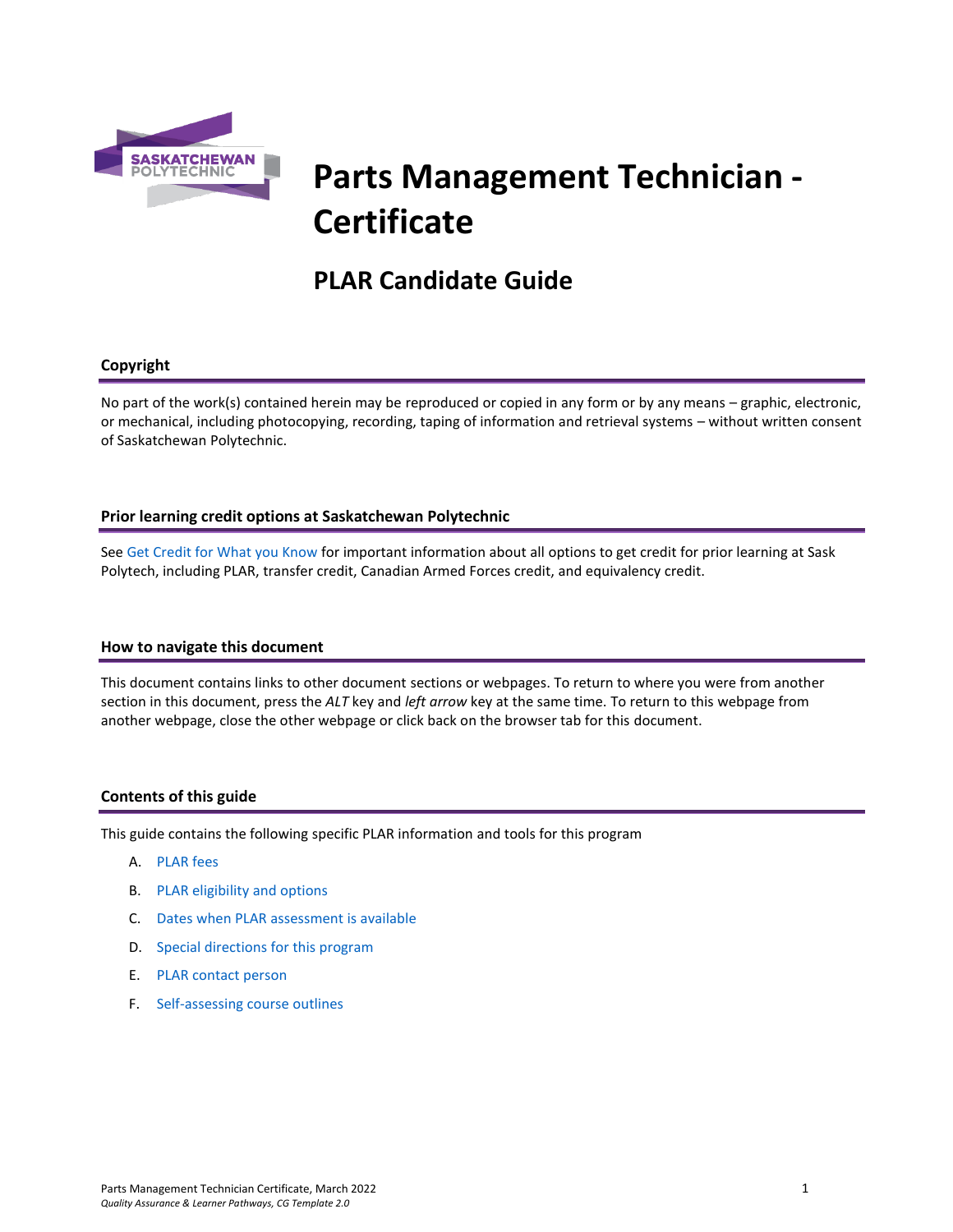# Parts Management Technician - Certificate

## PLAR Candidate Guide

### Copyright

No part of the work(s) contained herein may be reproduced or copied in any form or by any means – graphic, electronic, or mechanical, including photocopying, recording, taping of information and retrieval systems – without written consent of Saskatchewan Polytechnic.

### Prior learning credit options at Saskatchewan Polytechnic

See Get Credit for What you Know for important information about all options to get credit for prior learning at Sask Polytech, including PLAR, transfer credit, Canadian Armed Forces credit, and equivalency credit.

### How to navigate this document

This document contains links to other document sections or webpages. To return to where you were from another section in this document, press the *ALT* key and *left arrow* key at the same time. To return to this webpage from another webpage, close the other webpage or click back on the browser tab for this document.

### Contents of this guide

This guide contains the following specific PLAR information and tools for this program

A. PLAR fees
B. PLAR eligibility and options
C. Dates when PLAR assessment is available
D. Special directions for this program
E. PLAR contact person
F. Self-assessing course outlines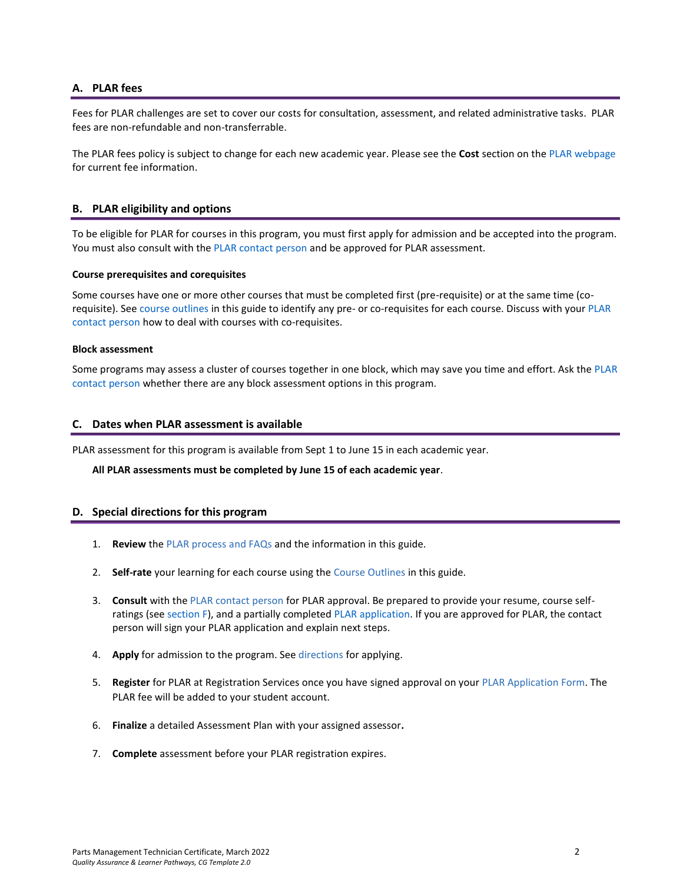## A. PLAR fees

Fees for PLAR challenges are set to cover our costs for consultation, assessment, and related administrative tasks. PLAR fees are non-refundable and non-transferrable.

The PLAR fees policy is subject to change for each new academic year. Please see the **Cost** section on the PLAR webpage for current fee information.

## B. PLAR eligibility and options

To be eligible for PLAR for courses in this program, you must first apply for admission and be accepted into the program. You must also consult with the PLAR contact person and be approved for PLAR assessment.

### Course prerequisites and corequisites

Some courses have one or more other courses that must be completed first (pre-requisite) or at the same time (co-requisite). See course outlines in this guide to identify any pre- or co-requisites for each course. Discuss with your PLAR contact person how to deal with courses with co-requisites.

### Block assessment

Some programs may assess a cluster of courses together in one block, which may save you time and effort. Ask the PLAR contact person whether there are any block assessment options in this program.

## C. Dates when PLAR assessment is available

PLAR assessment for this program is available from Sept 1 to June 15 in each academic year.

**All PLAR assessments must be completed by June 15 of each academic year**.

## D. Special directions for this program

1. **Review** the PLAR process and FAQs and the information in this guide.
2. **Self-rate** your learning for each course using the Course Outlines in this guide.
3. **Consult** with the PLAR contact person for PLAR approval. Be prepared to provide your resume, course self-ratings (see section F), and a partially completed PLAR application. If you are approved for PLAR, the contact person will sign your PLAR application and explain next steps.
4. **Apply** for admission to the program. See directions for applying.
5. **Register** for PLAR at Registration Services once you have signed approval on your PLAR Application Form. The PLAR fee will be added to your student account.
6. **Finalize** a detailed Assessment Plan with your assigned assessor**.**
7. **Complete** assessment before your PLAR registration expires.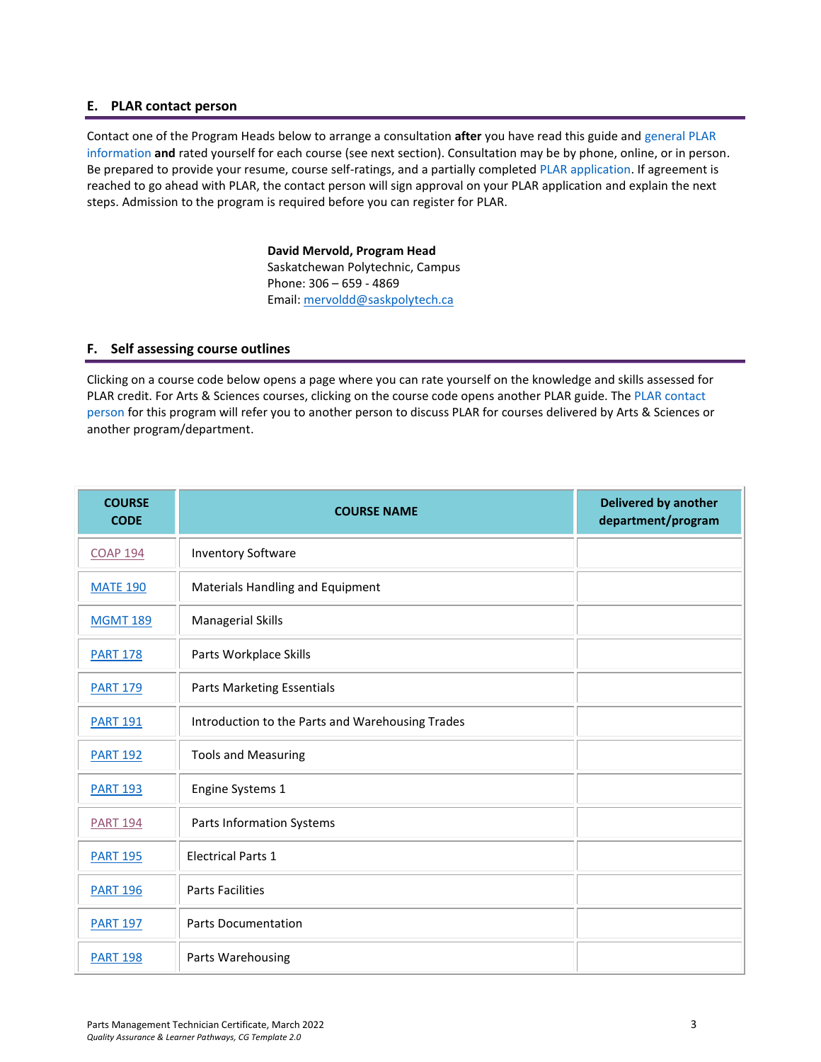## E. PLAR contact person

Contact one of the Program Heads below to arrange a consultation **after** you have read this guide and general PLAR information **and** rated yourself for each course (see next section). Consultation may be by phone, online, or in person. Be prepared to provide your resume, course self-ratings, and a partially completed PLAR application. If agreement is reached to go ahead with PLAR, the contact person will sign approval on your PLAR application and explain the next steps. Admission to the program is required before you can register for PLAR.

**David Mervold, Program Head**
Saskatchewan Polytechnic, Campus
Phone: 306 – 659 - 4869
Email: mervoldd@saskpolytech.ca

## F. Self assessing course outlines

Clicking on a course code below opens a page where you can rate yourself on the knowledge and skills assessed for PLAR credit. For Arts & Sciences courses, clicking on the course code opens another PLAR guide. The PLAR contact person for this program will refer you to another person to discuss PLAR for courses delivered by Arts & Sciences or another program/department.

| COURSE CODE | COURSE NAME | Delivered by another department/program |
|---|---|---|
| COAP 194 | Inventory Software | |
| MATE 190 | Materials Handling and Equipment | |
| MGMT 189 | Managerial Skills | |
| PART 178 | Parts Workplace Skills | |
| PART 179 | Parts Marketing Essentials | |
| PART 191 | Introduction to the Parts and Warehousing Trades | |
| PART 192 | Tools and Measuring | |
| PART 193 | Engine Systems 1 | |
| PART 194 | Parts Information Systems | |
| PART 195 | Electrical Parts 1 | |
| PART 196 | Parts Facilities | |
| PART 197 | Parts Documentation | |
| PART 198 | Parts Warehousing | |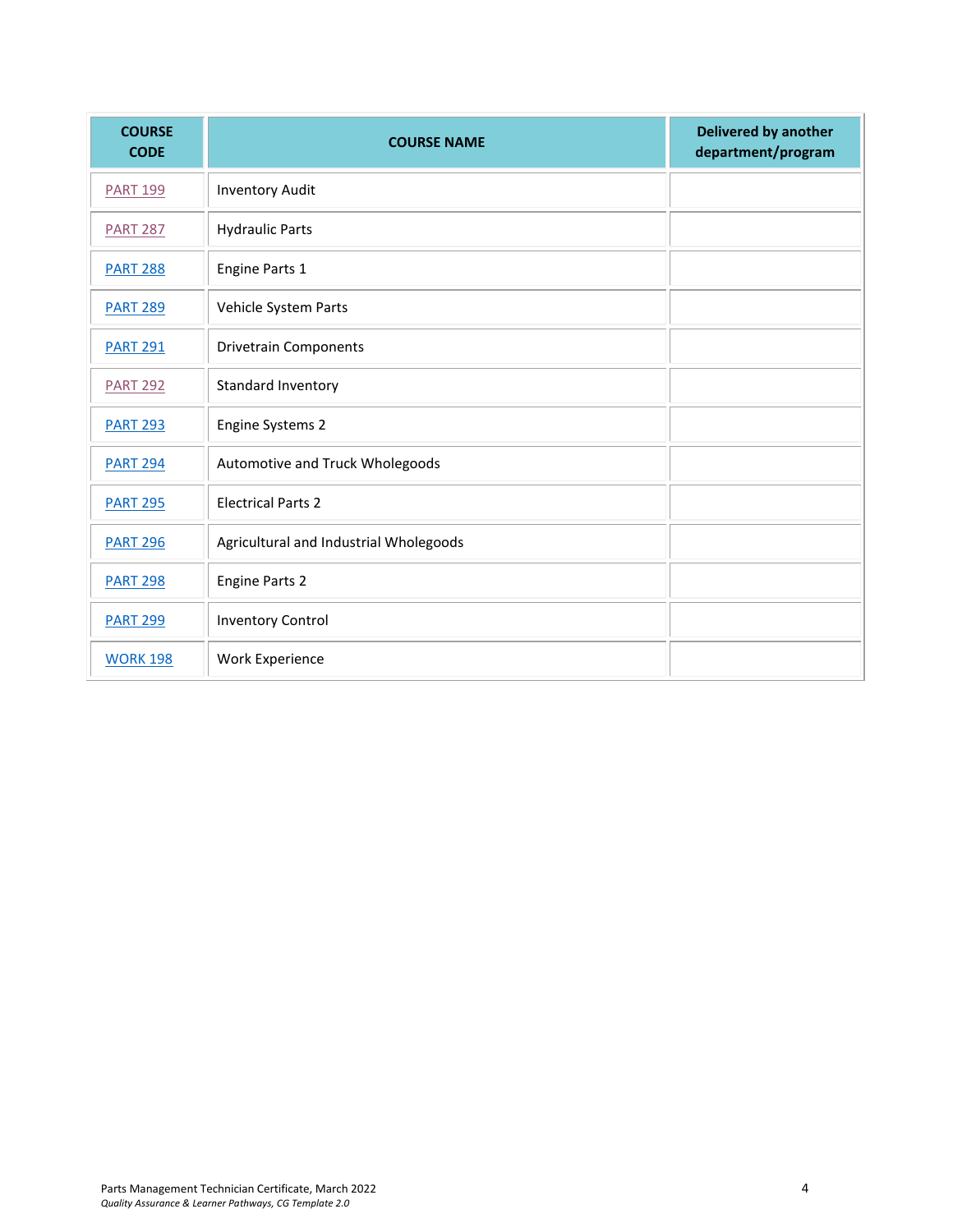| COURSE CODE | COURSE NAME | Delivered by another department/program |
|---|---|---|
| PART 199 | Inventory Audit | |
| PART 287 | Hydraulic Parts | |
| PART 288 | Engine Parts 1 | |
| PART 289 | Vehicle System Parts | |
| PART 291 | Drivetrain Components | |
| PART 292 | Standard Inventory | |
| PART 293 | Engine Systems 2 | |
| PART 294 | Automotive and Truck Wholegoods | |
| PART 295 | Electrical Parts 2 | |
| PART 296 | Agricultural and Industrial Wholegoods | |
| PART 298 | Engine Parts 2 | |
| PART 299 | Inventory Control | |
| WORK 198 | Work Experience | |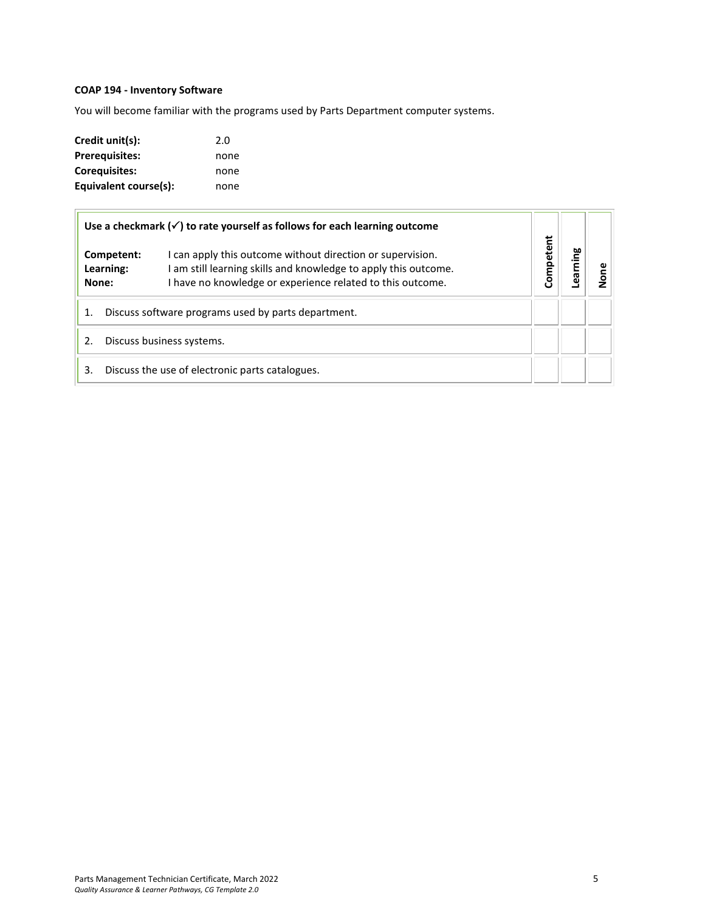**COAP 194 - Inventory Software**

You will become familiar with the programs used by Parts Department computer systems.

| | |
|---|---|
| **Credit unit(s):** | 2.0 |
| **Prerequisites:** | none |
| **Corequisites:** | none |
| **Equivalent course(s):** | none |

| **Use a checkmark (✓) to rate yourself as follows for each learning outcome**<br><br>**Competent:** I can apply this outcome without direction or supervision.<br>**Learning:** I am still learning skills and knowledge to apply this outcome.<br>**None:** I have no knowledge or experience related to this outcome. | Competent | Learning | None |
|---|---|---|---|
| 1. Discuss software programs used by parts department. | | | |
| 2. Discuss business systems. | | | |
| 3. Discuss the use of electronic parts catalogues. | | | |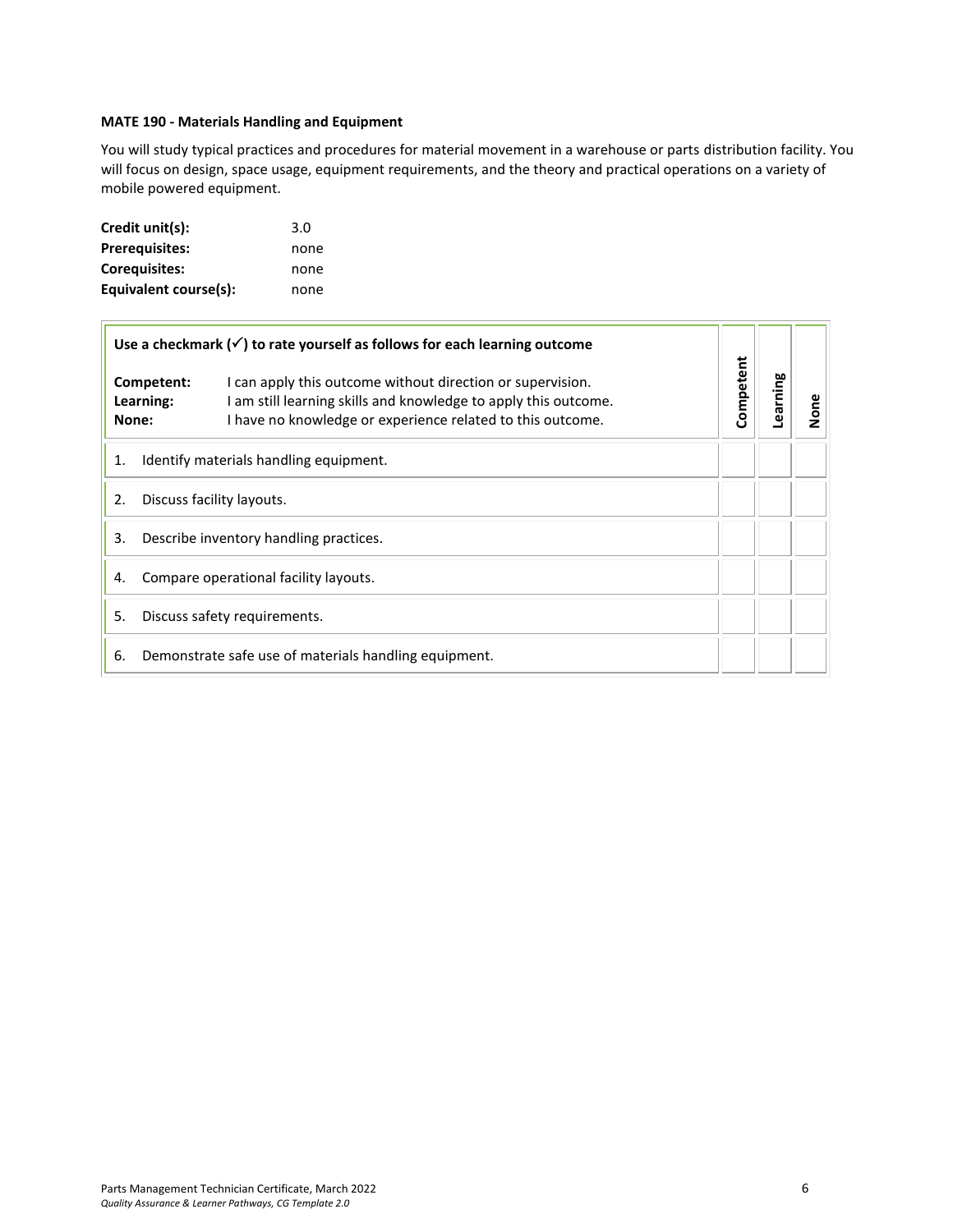**MATE 190 - Materials Handling and Equipment**

You will study typical practices and procedures for material movement in a warehouse or parts distribution facility. You will focus on design, space usage, equipment requirements, and the theory and practical operations on a variety of mobile powered equipment.

| | |
|---|---|
| **Credit unit(s):** | 3.0 |
| **Prerequisites:** | none |
| **Corequisites:** | none |
| **Equivalent course(s):** | none |

| **Use a checkmark (✓) to rate yourself as follows for each learning outcome**<br><br>**Competent:** I can apply this outcome without direction or supervision.<br>**Learning:** I am still learning skills and knowledge to apply this outcome.<br>**None:** I have no knowledge or experience related to this outcome. | **Competent** | **Learning** | **None** |
|---|---|---|---|
| 1. Identify materials handling equipment. | | | |
| 2. Discuss facility layouts. | | | |
| 3. Describe inventory handling practices. | | | |
| 4. Compare operational facility layouts. | | | |
| 5. Discuss safety requirements. | | | |
| 6. Demonstrate safe use of materials handling equipment. | | | |

Parts Management Technician Certificate, March 2022
*Quality Assurance & Learner Pathways, CG Template 2.0*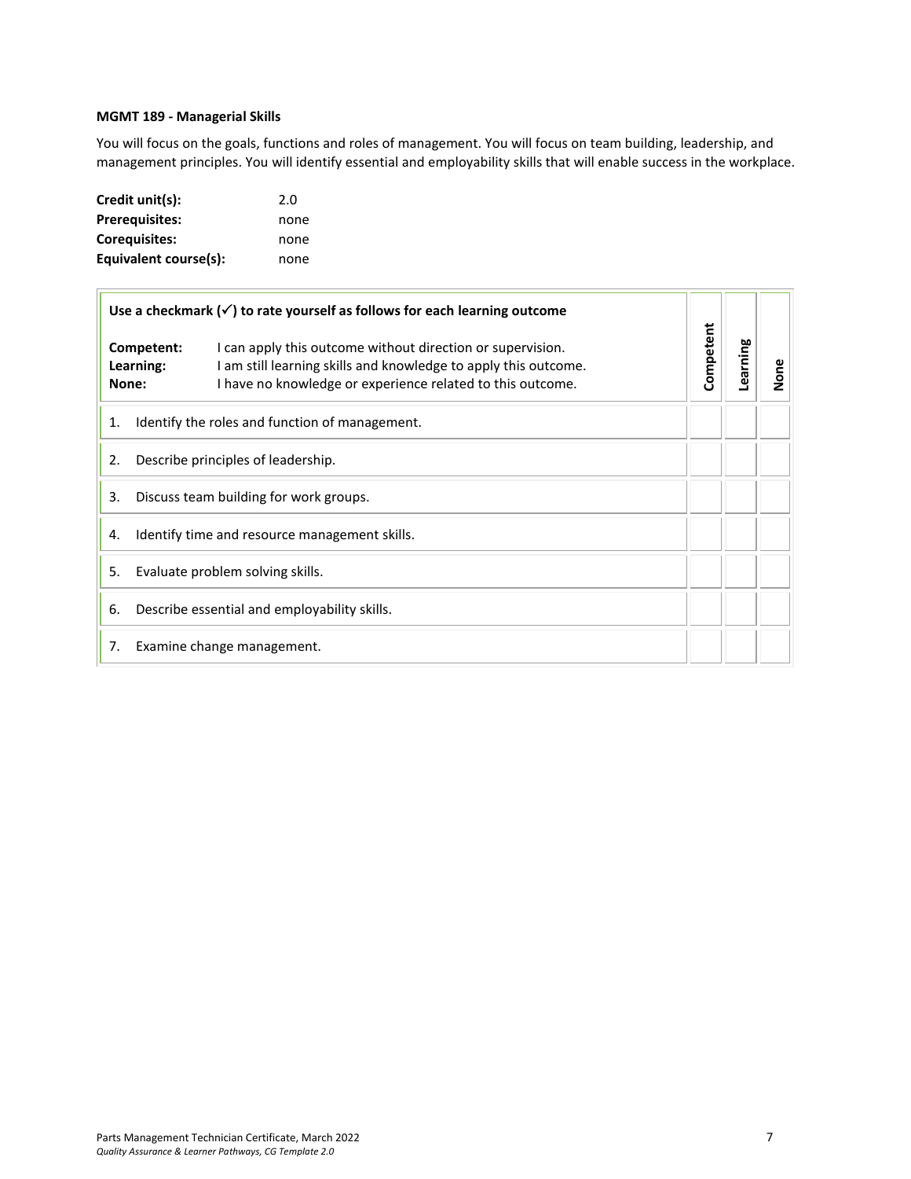**MGMT 189 - Managerial Skills**

You will focus on the goals, functions and roles of management. You will focus on team building, leadership, and management principles. You will identify essential and employability skills that will enable success in the workplace.

| | |
|---|---|
| **Credit unit(s):** | 2.0 |
| **Prerequisites:** | none |
| **Corequisites:** | none |
| **Equivalent course(s):** | none |

| **Use a checkmark (✓) to rate yourself as follows for each learning outcome**<br><br>**Competent:** I can apply this outcome without direction or supervision.<br>**Learning:** I am still learning skills and knowledge to apply this outcome.<br>**None:** I have no knowledge or experience related to this outcome. | **Competent** | **Learning** | **None** |
|---|---|---|---|
| 1. Identify the roles and function of management. | | | |
| 2. Describe principles of leadership. | | | |
| 3. Discuss team building for work groups. | | | |
| 4. Identify time and resource management skills. | | | |
| 5. Evaluate problem solving skills. | | | |
| 6. Describe essential and employability skills. | | | |
| 7. Examine change management. | | | |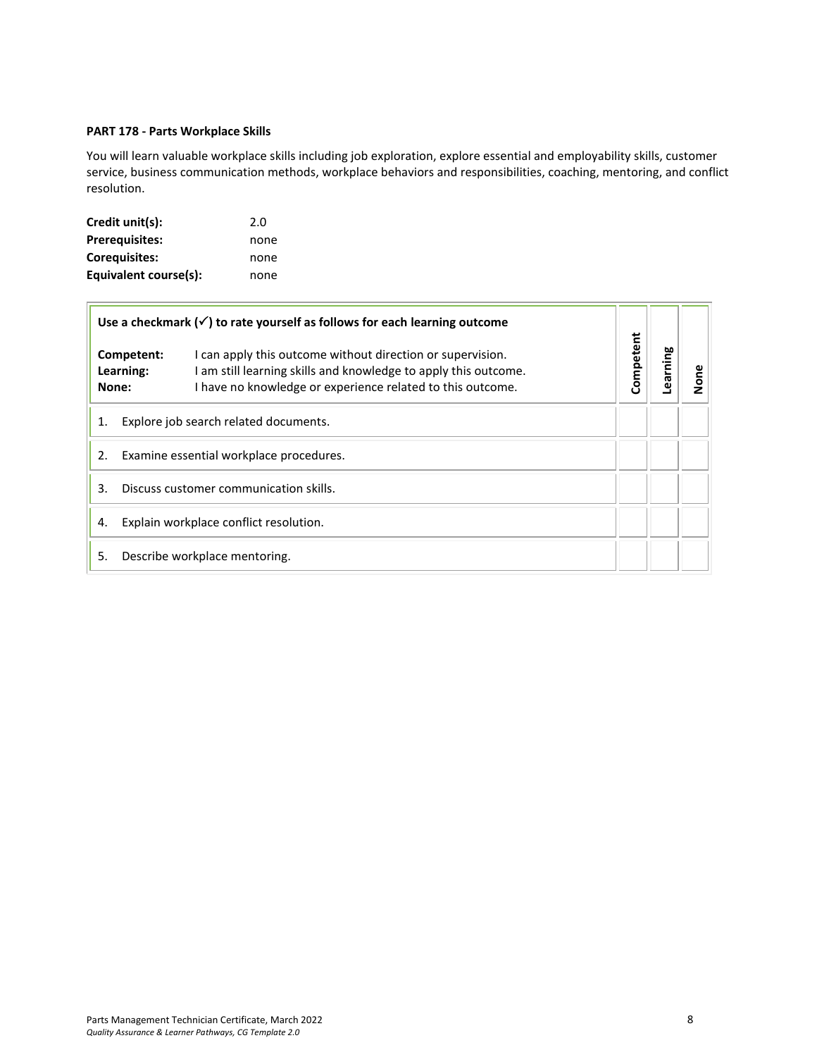**PART 178 - Parts Workplace Skills**

You will learn valuable workplace skills including job exploration, explore essential and employability skills, customer service, business communication methods, workplace behaviors and responsibilities, coaching, mentoring, and conflict resolution.

| | |
|---|---|
| **Credit unit(s):** | 2.0 |
| **Prerequisites:** | none |
| **Corequisites:** | none |
| **Equivalent course(s):** | none |

| **Use a checkmark (✓) to rate yourself as follows for each learning outcome**<br><br>**Competent:** I can apply this outcome without direction or supervision.<br>**Learning:** I am still learning skills and knowledge to apply this outcome.<br>**None:** I have no knowledge or experience related to this outcome. | **Competent** | **Learning** | **None** |
|---|---|---|---|
| 1. Explore job search related documents. | | | |
| 2. Examine essential workplace procedures. | | | |
| 3. Discuss customer communication skills. | | | |
| 4. Explain workplace conflict resolution. | | | |
| 5. Describe workplace mentoring. | | | |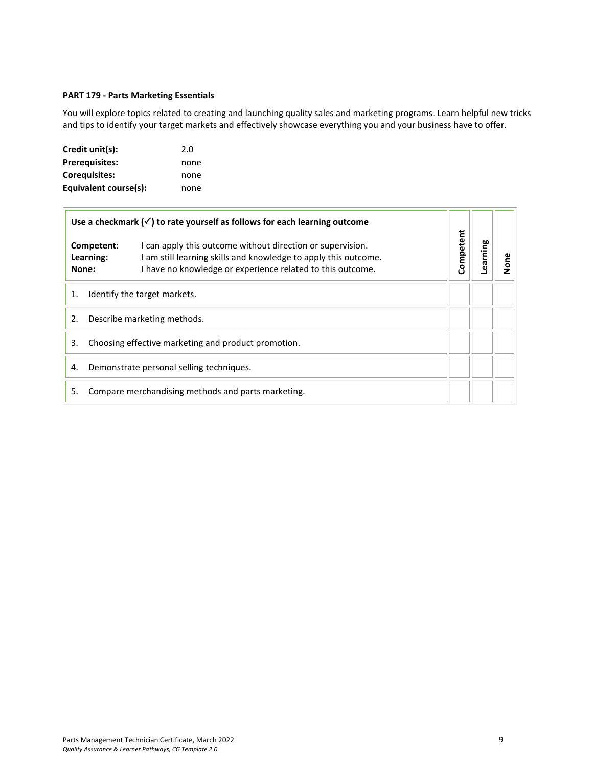**PART 179 - Parts Marketing Essentials**

You will explore topics related to creating and launching quality sales and marketing programs. Learn helpful new tricks and tips to identify your target markets and effectively showcase everything you and your business have to offer.

|  |  |
|---|---|
| **Credit unit(s):** | 2.0 |
| **Prerequisites:** | none |
| **Corequisites:** | none |
| **Equivalent course(s):** | none |

| **Use a checkmark (✓) to rate yourself as follows for each learning outcome**<br><br>**Competent:** I can apply this outcome without direction or supervision.<br>**Learning:** I am still learning skills and knowledge to apply this outcome.<br>**None:** I have no knowledge or experience related to this outcome. | **Competent** | **Learning** | **None** |
|---|---|---|---|
| 1. Identify the target markets. | | | |
| 2. Describe marketing methods. | | | |
| 3. Choosing effective marketing and product promotion. | | | |
| 4. Demonstrate personal selling techniques. | | | |
| 5. Compare merchandising methods and parts marketing. | | | |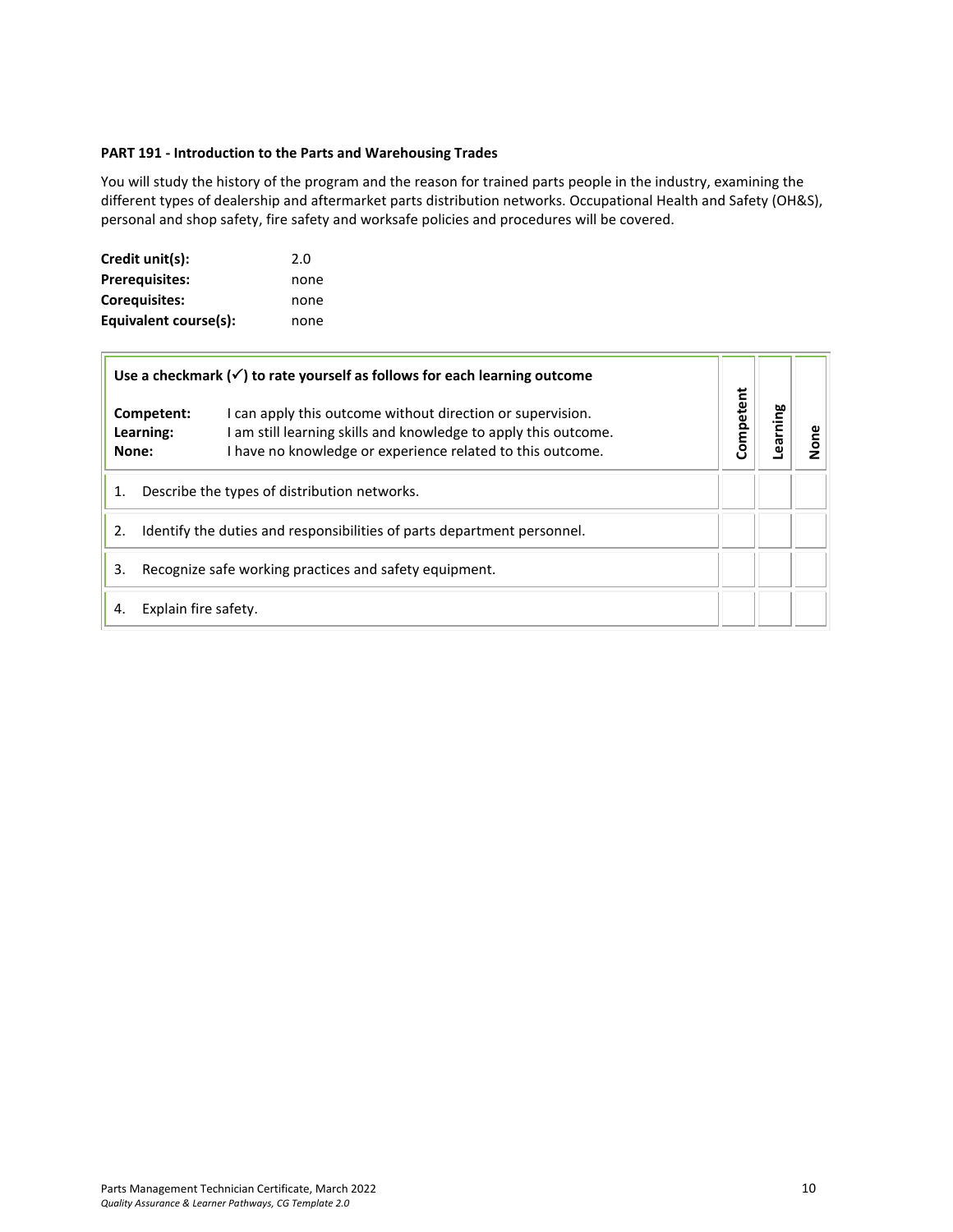**PART 191 - Introduction to the Parts and Warehousing Trades**

You will study the history of the program and the reason for trained parts people in the industry, examining the different types of dealership and aftermarket parts distribution networks. Occupational Health and Safety (OH&S), personal and shop safety, fire safety and worksafe policies and procedures will be covered.

| | |
|---|---|
| **Credit unit(s):** | 2.0 |
| **Prerequisites:** | none |
| **Corequisites:** | none |
| **Equivalent course(s):** | none |

| **Use a checkmark (✓) to rate yourself as follows for each learning outcome**<br><br>**Competent:** I can apply this outcome without direction or supervision.<br>**Learning:** I am still learning skills and knowledge to apply this outcome.<br>**None:** I have no knowledge or experience related to this outcome. | **Competent** | **Learning** | **None** |
|---|---|---|---|
| 1. Describe the types of distribution networks. | | | |
| 2. Identify the duties and responsibilities of parts department personnel. | | | |
| 3. Recognize safe working practices and safety equipment. | | | |
| 4. Explain fire safety. | | | |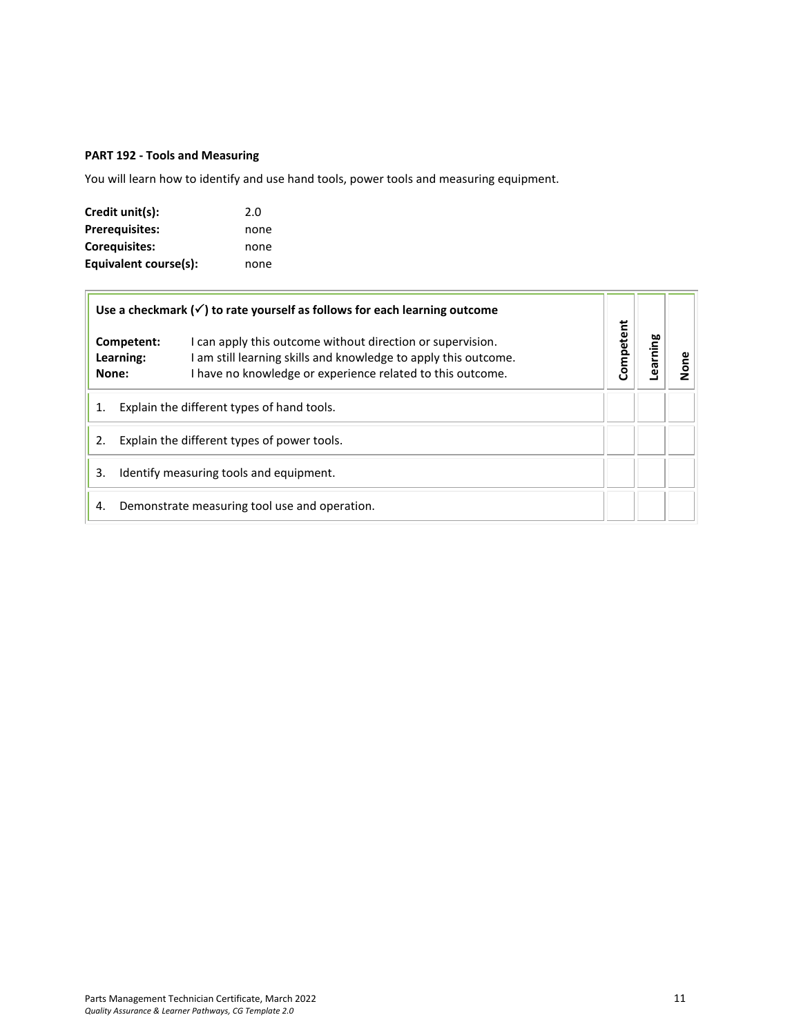**PART 192 - Tools and Measuring**

You will learn how to identify and use hand tools, power tools and measuring equipment.

| | |
|---|---|
| **Credit unit(s):** | 2.0 |
| **Prerequisites:** | none |
| **Corequisites:** | none |
| **Equivalent course(s):** | none |

| **Use a checkmark (✓) to rate yourself as follows for each learning outcome**<br><br>**Competent:** I can apply this outcome without direction or supervision.<br>**Learning:** I am still learning skills and knowledge to apply this outcome.<br>**None:** I have no knowledge or experience related to this outcome. | Competent | Learning | None |
|---|---|---|---|
| 1. Explain the different types of hand tools. | | | |
| 2. Explain the different types of power tools. | | | |
| 3. Identify measuring tools and equipment. | | | |
| 4. Demonstrate measuring tool use and operation. | | | |

Parts Management Technician Certificate, March 2022
*Quality Assurance & Learner Pathways, CG Template 2.0*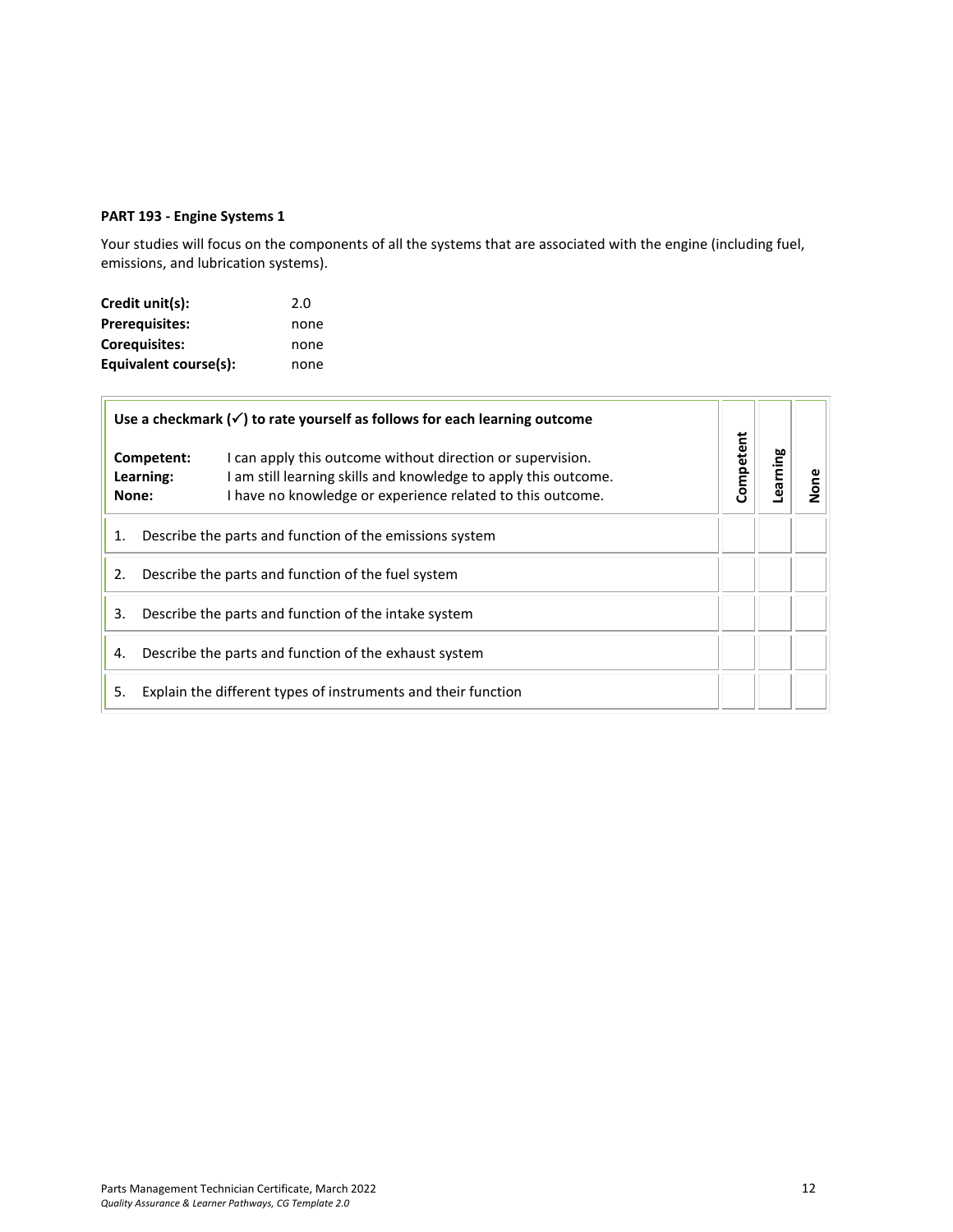**PART 193 - Engine Systems 1**

Your studies will focus on the components of all the systems that are associated with the engine (including fuel, emissions, and lubrication systems).

**Credit unit(s):** 2.0
**Prerequisites:** none
**Corequisites:** none
**Equivalent course(s):** none

| **Use a checkmark (✓) to rate yourself as follows for each learning outcome**<br><br>**Competent:** I can apply this outcome without direction or supervision.<br>**Learning:** I am still learning skills and knowledge to apply this outcome.<br>**None:** I have no knowledge or experience related to this outcome. | **Competent** | **Learning** | **None** |
|---|---|---|---|
| 1. Describe the parts and function of the emissions system | | | |
| 2. Describe the parts and function of the fuel system | | | |
| 3. Describe the parts and function of the intake system | | | |
| 4. Describe the parts and function of the exhaust system | | | |
| 5. Explain the different types of instruments and their function | | | |

Parts Management Technician Certificate, March 2022
*Quality Assurance & Learner Pathways, CG Template 2.0*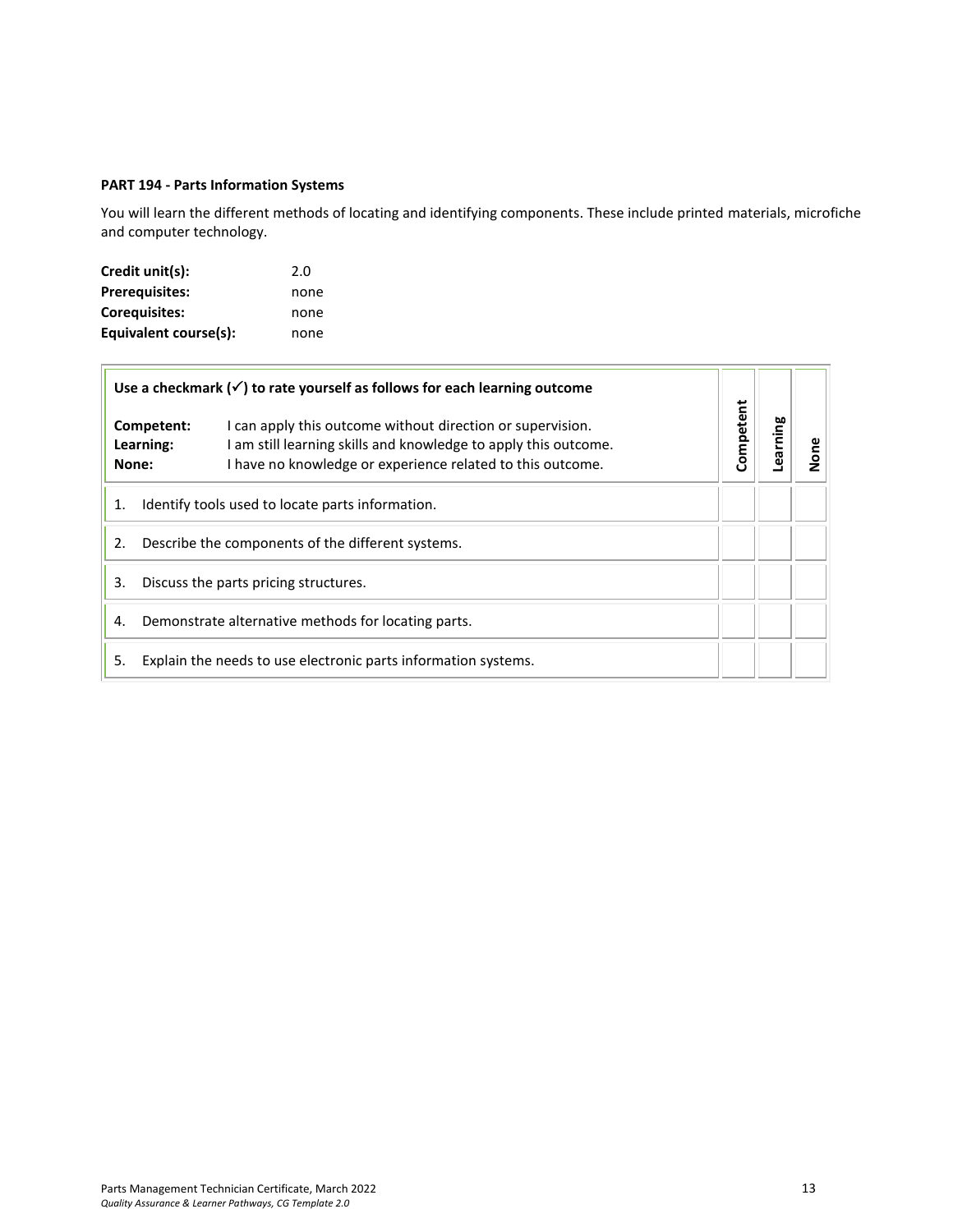**PART 194 - Parts Information Systems**

You will learn the different methods of locating and identifying components. These include printed materials, microfiche and computer technology.

| | |
|---|---|
| **Credit unit(s):** | 2.0 |
| **Prerequisites:** | none |
| **Corequisites:** | none |
| **Equivalent course(s):** | none |

| **Use a checkmark (✓) to rate yourself as follows for each learning outcome**<br><br>**Competent:** I can apply this outcome without direction or supervision.<br>**Learning:** I am still learning skills and knowledge to apply this outcome.<br>**None:** I have no knowledge or experience related to this outcome. | **Competent** | **Learning** | **None** |
|---|---|---|---|
| 1. Identify tools used to locate parts information. | | | |
| 2. Describe the components of the different systems. | | | |
| 3. Discuss the parts pricing structures. | | | |
| 4. Demonstrate alternative methods for locating parts. | | | |
| 5. Explain the needs to use electronic parts information systems. | | | |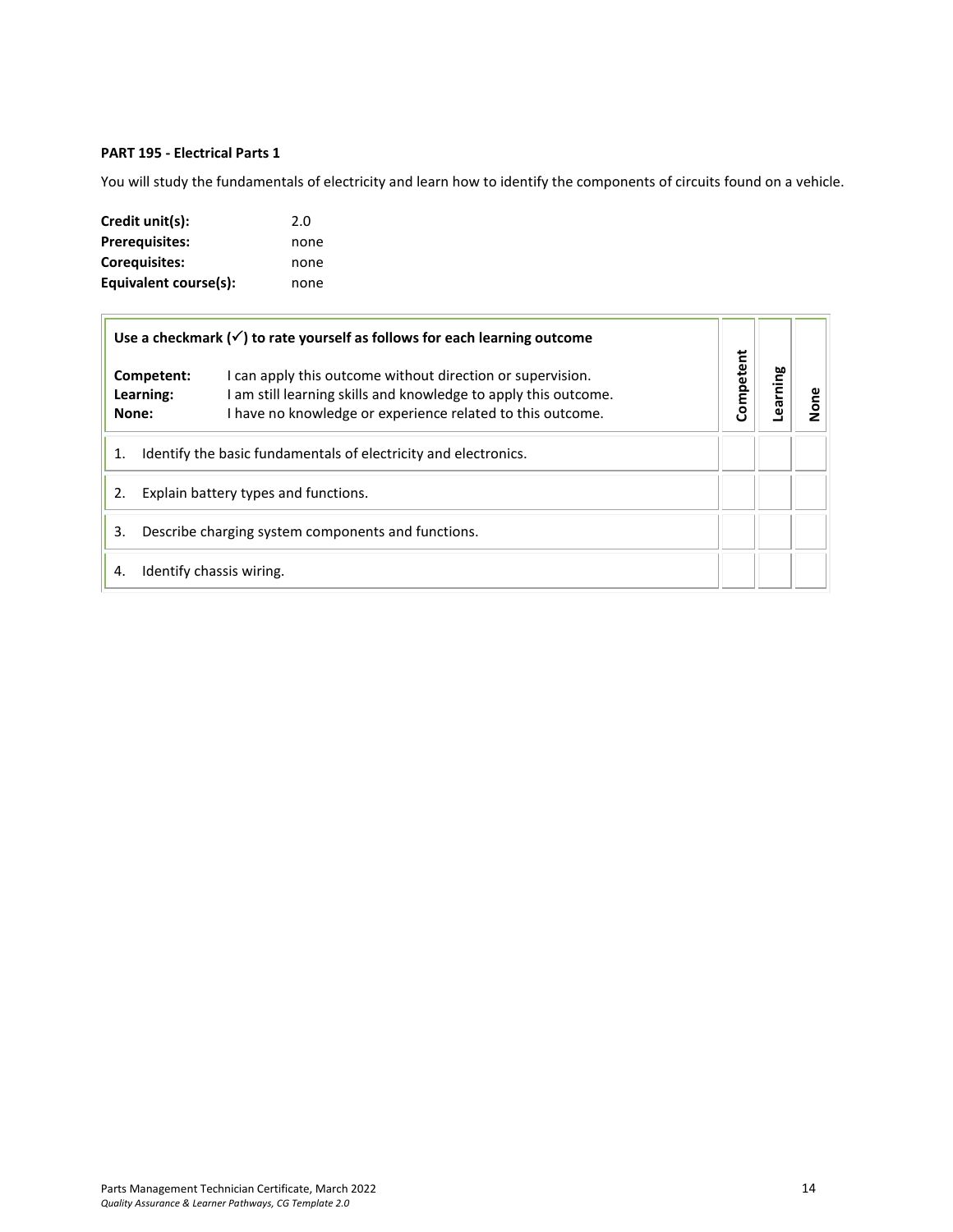**PART 195 - Electrical Parts 1**

You will study the fundamentals of electricity and learn how to identify the components of circuits found on a vehicle.

**Credit unit(s):** 2.0
**Prerequisites:** none
**Corequisites:** none
**Equivalent course(s):** none

| **Use a checkmark (✓) to rate yourself as follows for each learning outcome**<br><br>**Competent:** I can apply this outcome without direction or supervision.<br>**Learning:** I am still learning skills and knowledge to apply this outcome.<br>**None:** I have no knowledge or experience related to this outcome. | **Competent** | **Learning** | **None** |
|---|---|---|---|
| 1. Identify the basic fundamentals of electricity and electronics. | | | |
| 2. Explain battery types and functions. | | | |
| 3. Describe charging system components and functions. | | | |
| 4. Identify chassis wiring. | | | |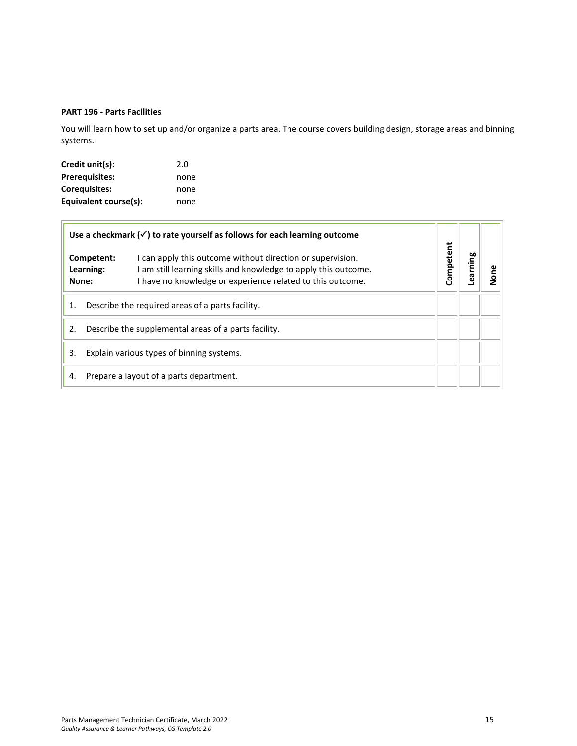**PART 196 - Parts Facilities**

You will learn how to set up and/or organize a parts area. The course covers building design, storage areas and binning systems.

**Credit unit(s):** 2.0
**Prerequisites:** none
**Corequisites:** none
**Equivalent course(s):** none

| **Use a checkmark (✓) to rate yourself as follows for each learning outcome**<br><br>**Competent:** I can apply this outcome without direction or supervision.<br>**Learning:** I am still learning skills and knowledge to apply this outcome.<br>**None:** I have no knowledge or experience related to this outcome. | **Competent** | **Learning** | **None** |
|---|---|---|---|
| 1. Describe the required areas of a parts facility. | | | |
| 2. Describe the supplemental areas of a parts facility. | | | |
| 3. Explain various types of binning systems. | | | |
| 4. Prepare a layout of a parts department. | | | |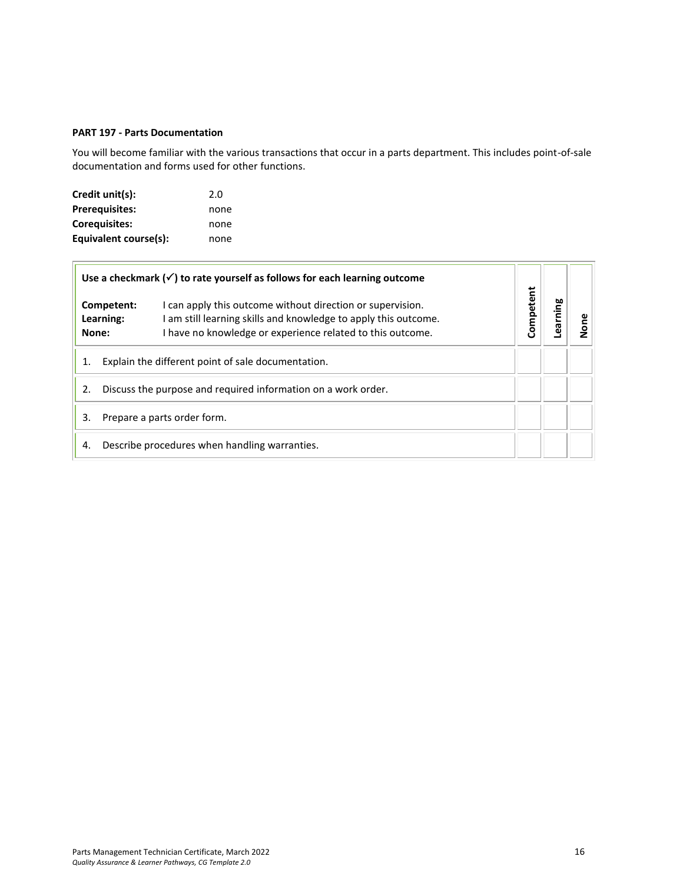**PART 197 - Parts Documentation**

You will become familiar with the various transactions that occur in a parts department. This includes point-of-sale documentation and forms used for other functions.

| | |
|---|---|
| **Credit unit(s):** | 2.0 |
| **Prerequisites:** | none |
| **Corequisites:** | none |
| **Equivalent course(s):** | none |

| **Use a checkmark (✓) to rate yourself as follows for each learning outcome**<br><br>**Competent:** I can apply this outcome without direction or supervision.<br>**Learning:** I am still learning skills and knowledge to apply this outcome.<br>**None:** I have no knowledge or experience related to this outcome. | **Competent** | **Learning** | **None** |
|---|---|---|---|
| 1. Explain the different point of sale documentation. | | | |
| 2. Discuss the purpose and required information on a work order. | | | |
| 3. Prepare a parts order form. | | | |
| 4. Describe procedures when handling warranties. | | | |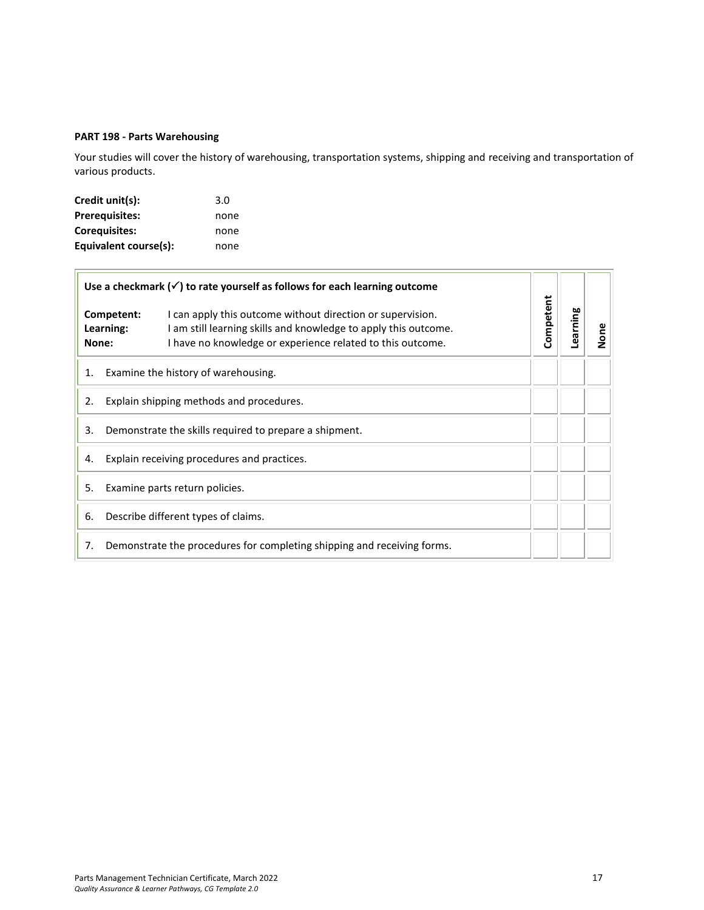**PART 198 - Parts Warehousing**

Your studies will cover the history of warehousing, transportation systems, shipping and receiving and transportation of various products.

| | |
|---|---|
| **Credit unit(s):** | 3.0 |
| **Prerequisites:** | none |
| **Corequisites:** | none |
| **Equivalent course(s):** | none |

| **Use a checkmark (✓) to rate yourself as follows for each learning outcome**<br><br>**Competent:** I can apply this outcome without direction or supervision.<br>**Learning:** I am still learning skills and knowledge to apply this outcome.<br>**None:** I have no knowledge or experience related to this outcome. | **Competent** | **Learning** | **None** |
|---|---|---|---|
| 1. Examine the history of warehousing. | | | |
| 2. Explain shipping methods and procedures. | | | |
| 3. Demonstrate the skills required to prepare a shipment. | | | |
| 4. Explain receiving procedures and practices. | | | |
| 5. Examine parts return policies. | | | |
| 6. Describe different types of claims. | | | |
| 7. Demonstrate the procedures for completing shipping and receiving forms. | | | |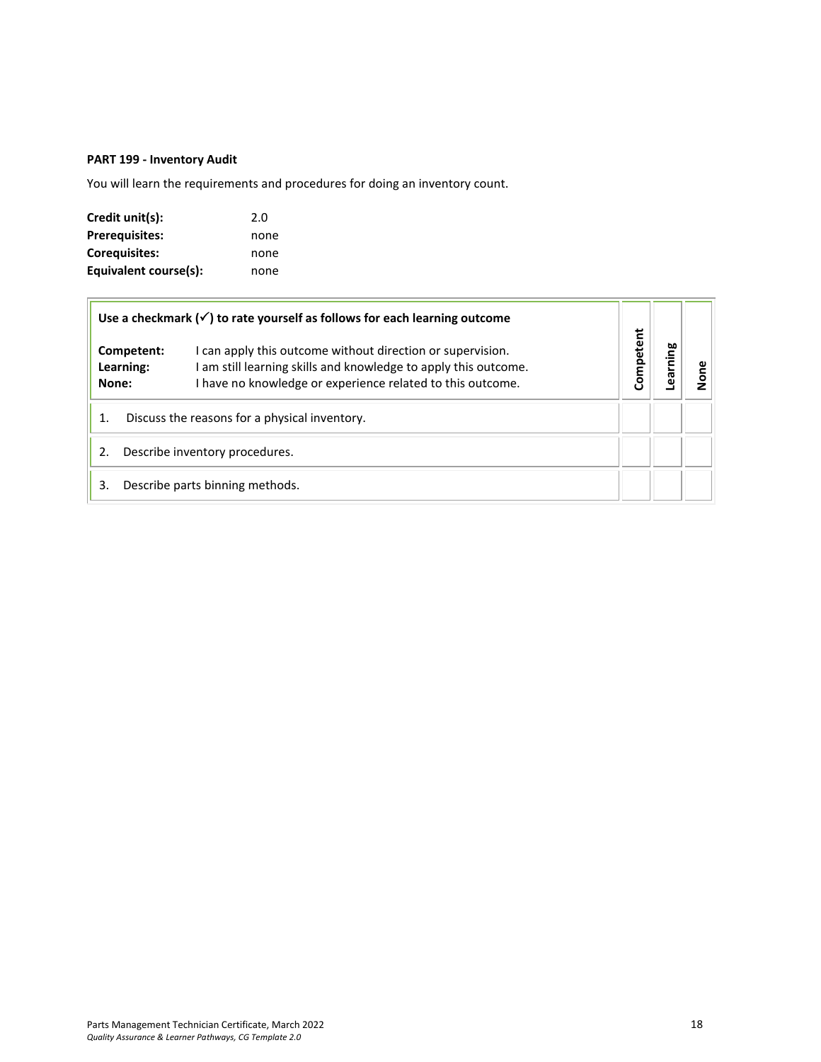**PART 199 - Inventory Audit**

You will learn the requirements and procedures for doing an inventory count.

| | |
|---|---|
| **Credit unit(s):** | 2.0 |
| **Prerequisites:** | none |
| **Corequisites:** | none |
| **Equivalent course(s):** | none |

| **Use a checkmark (✓) to rate yourself as follows for each learning outcome**<br><br>**Competent:** I can apply this outcome without direction or supervision.<br>**Learning:** I am still learning skills and knowledge to apply this outcome.<br>**None:** I have no knowledge or experience related to this outcome. | **Competent** | **Learning** | **None** |
|---|---|---|---|
| 1. Discuss the reasons for a physical inventory. | | | |
| 2. Describe inventory procedures. | | | |
| 3. Describe parts binning methods. | | | |

Parts Management Technician Certificate, March 2022
*Quality Assurance & Learner Pathways, CG Template 2.0*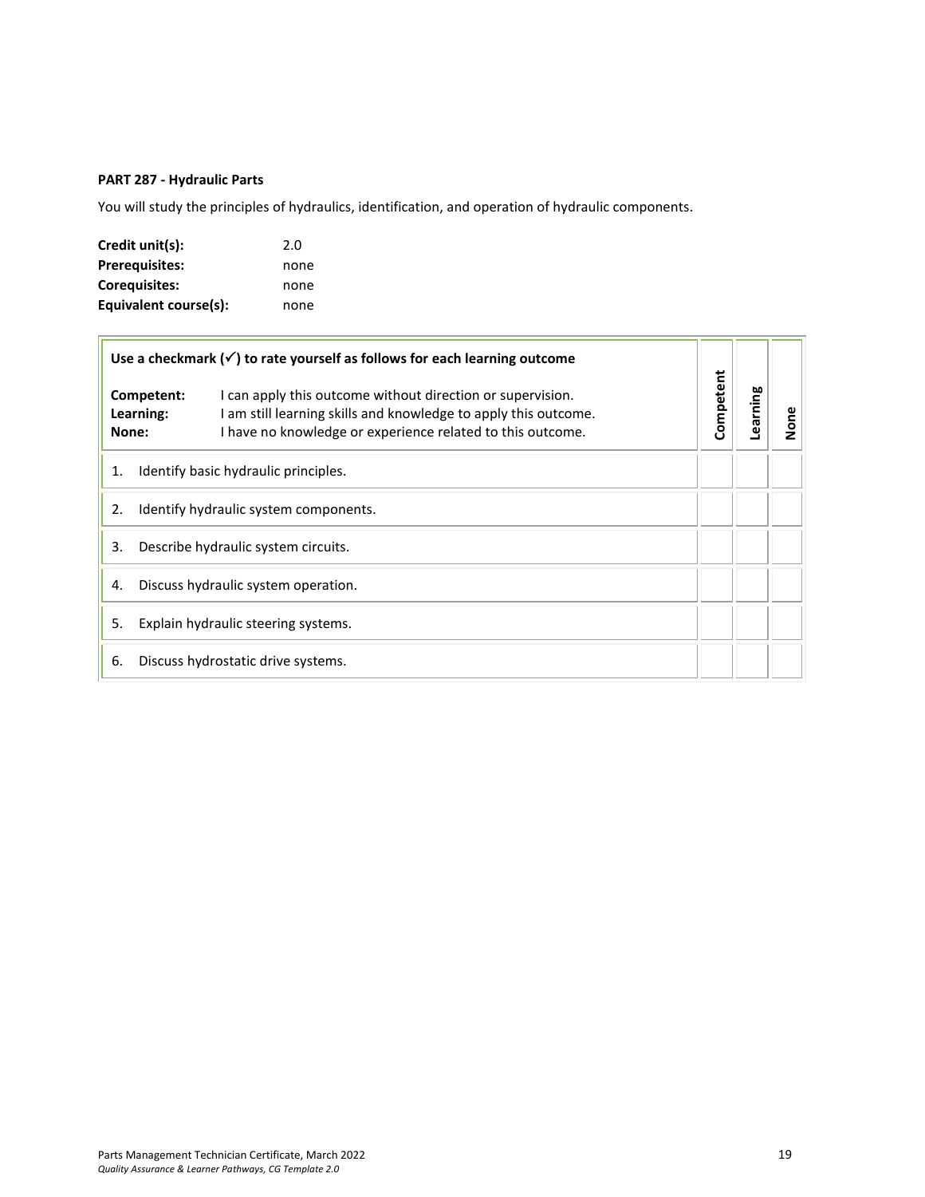**PART 287 - Hydraulic Parts**

You will study the principles of hydraulics, identification, and operation of hydraulic components.

**Credit unit(s):** 2.0
**Prerequisites:** none
**Corequisites:** none
**Equivalent course(s):** none

| **Use a checkmark (✓) to rate yourself as follows for each learning outcome**<br><br>**Competent:** I can apply this outcome without direction or supervision.<br>**Learning:** I am still learning skills and knowledge to apply this outcome.<br>**None:** I have no knowledge or experience related to this outcome. | **Competent** | **Learning** | **None** |
|---|---|---|---|
| 1. Identify basic hydraulic principles. | | | |
| 2. Identify hydraulic system components. | | | |
| 3. Describe hydraulic system circuits. | | | |
| 4. Discuss hydraulic system operation. | | | |
| 5. Explain hydraulic steering systems. | | | |
| 6. Discuss hydrostatic drive systems. | | | |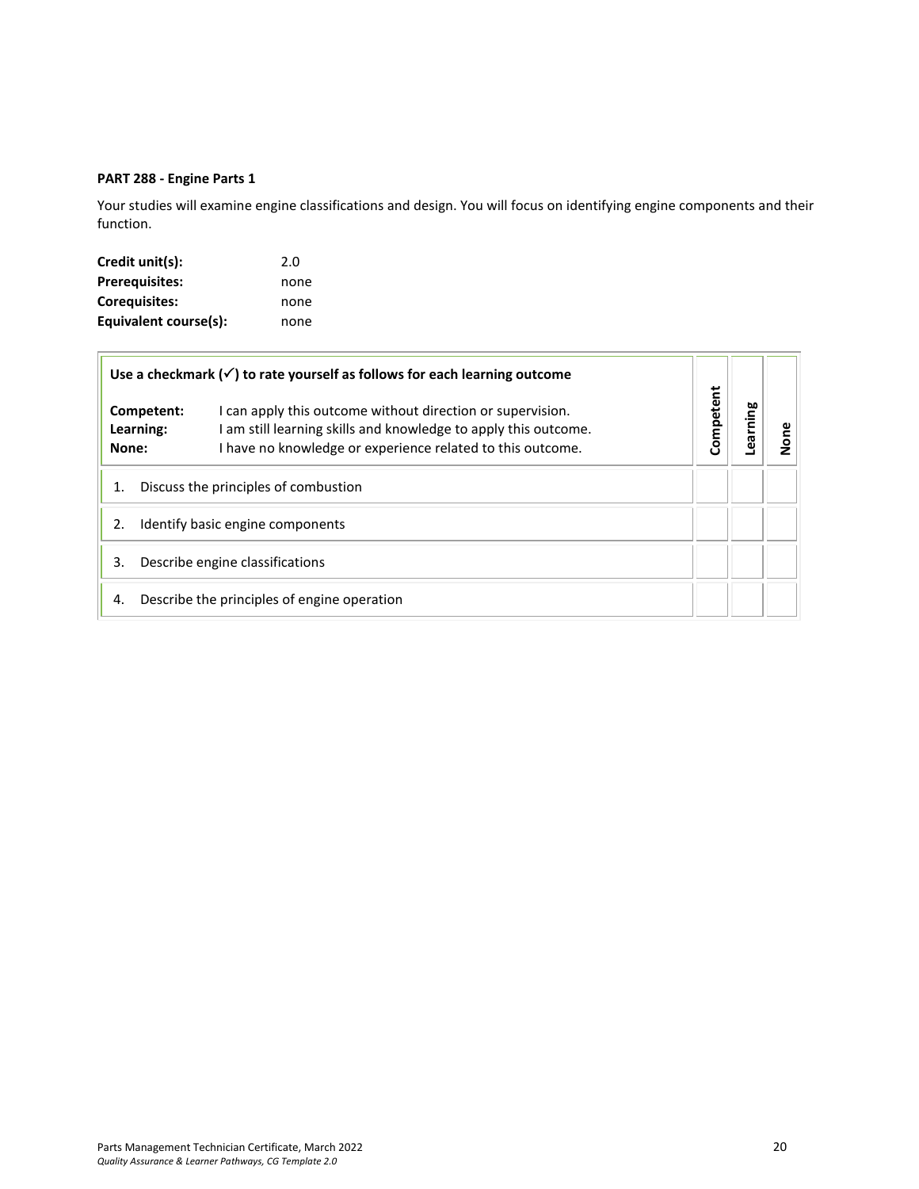### PART 288 - Engine Parts 1

Your studies will examine engine classifications and design. You will focus on identifying engine components and their function.

**Credit unit(s):** 2.0
**Prerequisites:** none
**Corequisites:** none
**Equivalent course(s):** none

| **Use a checkmark (✓) to rate yourself as follows for each learning outcome**<br><br>**Competent:** I can apply this outcome without direction or supervision.<br>**Learning:** I am still learning skills and knowledge to apply this outcome.<br>**None:** I have no knowledge or experience related to this outcome. | **Competent** | **Learning** | **None** |
|---|---|---|---|
| 1. Discuss the principles of combustion | | | |
| 2. Identify basic engine components | | | |
| 3. Describe engine classifications | | | |
| 4. Describe the principles of engine operation | | | |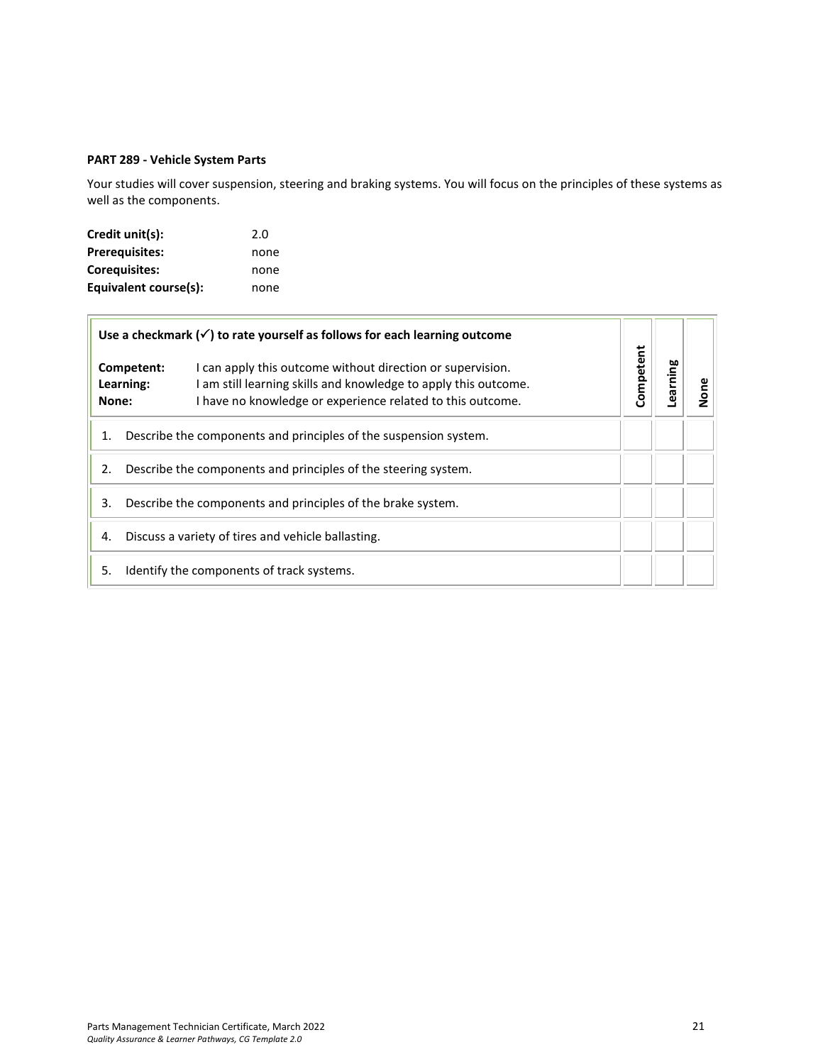**PART 289 - Vehicle System Parts**

Your studies will cover suspension, steering and braking systems. You will focus on the principles of these systems as well as the components.

| | |
|---|---|
| **Credit unit(s):** | 2.0 |
| **Prerequisites:** | none |
| **Corequisites:** | none |
| **Equivalent course(s):** | none |

| **Use a checkmark (✓) to rate yourself as follows for each learning outcome**<br><br>**Competent:** I can apply this outcome without direction or supervision.<br>**Learning:** I am still learning skills and knowledge to apply this outcome.<br>**None:** I have no knowledge or experience related to this outcome. | Competent | Learning | None |
|---|---|---|---|
| 1. Describe the components and principles of the suspension system. | | | |
| 2. Describe the components and principles of the steering system. | | | |
| 3. Describe the components and principles of the brake system. | | | |
| 4. Discuss a variety of tires and vehicle ballasting. | | | |
| 5. Identify the components of track systems. | | | |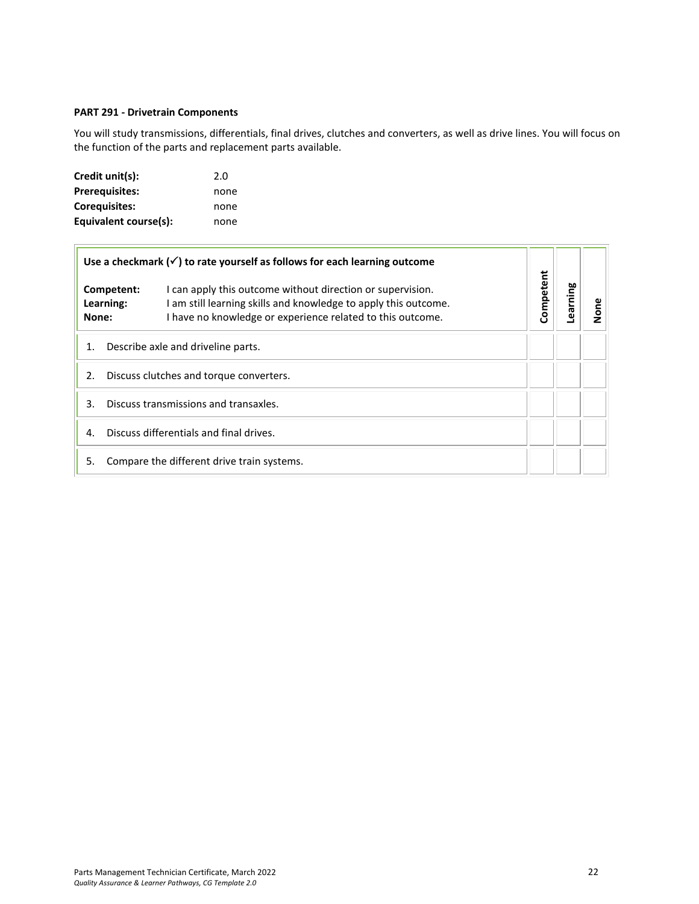**PART 291 - Drivetrain Components**

You will study transmissions, differentials, final drives, clutches and converters, as well as drive lines. You will focus on the function of the parts and replacement parts available.

| | |
|---|---|
| **Credit unit(s):** | 2.0 |
| **Prerequisites:** | none |
| **Corequisites:** | none |
| **Equivalent course(s):** | none |

| **Use a checkmark (✓) to rate yourself as follows for each learning outcome**<br><br>**Competent:** I can apply this outcome without direction or supervision.<br>**Learning:** I am still learning skills and knowledge to apply this outcome.<br>**None:** I have no knowledge or experience related to this outcome. | Competent | Learning | None |
|---|---|---|---|
| 1. Describe axle and driveline parts. | | | |
| 2. Discuss clutches and torque converters. | | | |
| 3. Discuss transmissions and transaxles. | | | |
| 4. Discuss differentials and final drives. | | | |
| 5. Compare the different drive train systems. | | | |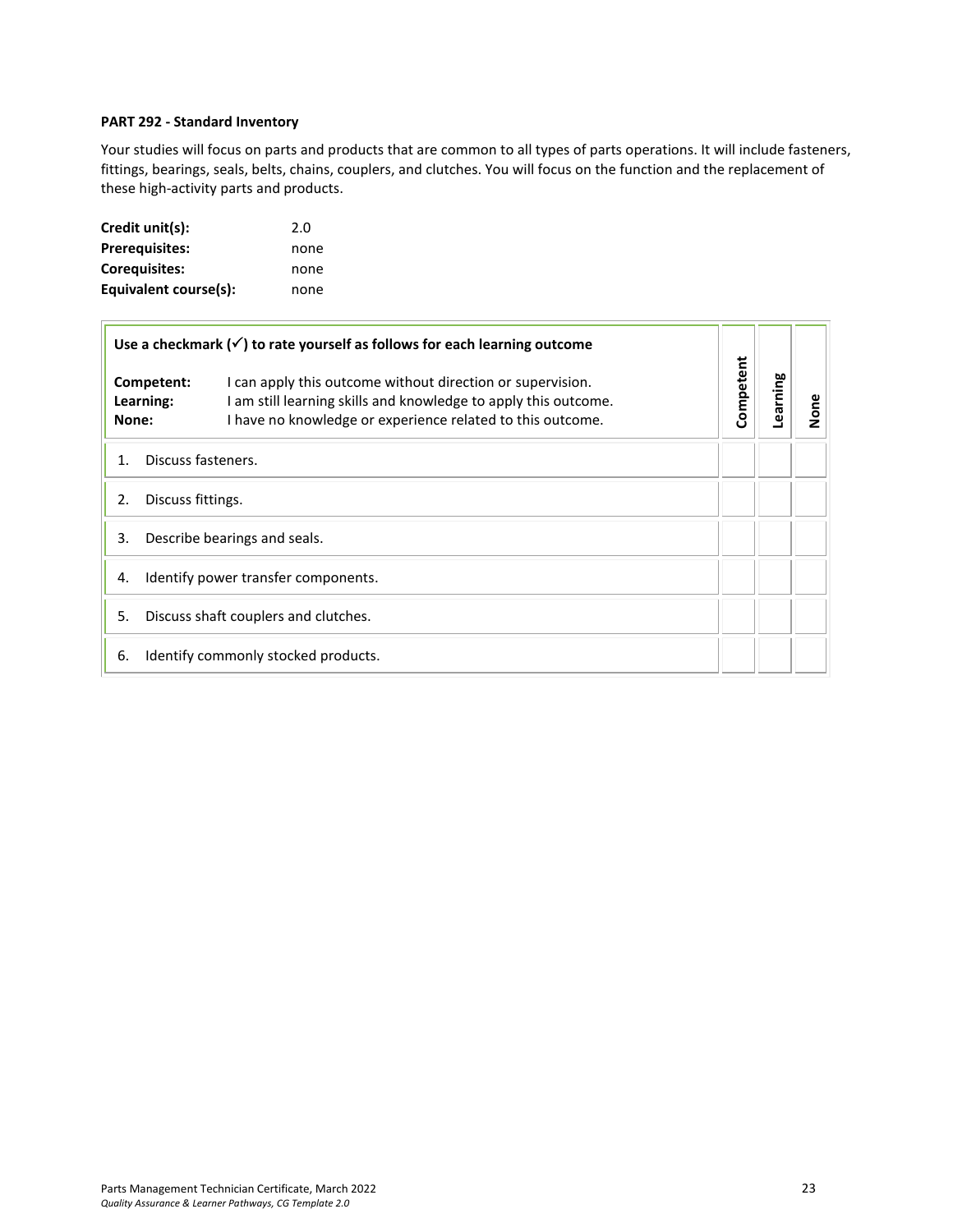**PART 292 - Standard Inventory**

Your studies will focus on parts and products that are common to all types of parts operations. It will include fasteners, fittings, bearings, seals, belts, chains, couplers, and clutches. You will focus on the function and the replacement of these high-activity parts and products.

| | |
|---|---|
| **Credit unit(s):** | 2.0 |
| **Prerequisites:** | none |
| **Corequisites:** | none |
| **Equivalent course(s):** | none |

| **Use a checkmark (✓) to rate yourself as follows for each learning outcome**<br><br>**Competent:** I can apply this outcome without direction or supervision.<br>**Learning:** I am still learning skills and knowledge to apply this outcome.<br>**None:** I have no knowledge or experience related to this outcome. | Competent | Learning | None |
|---|---|---|---|
| 1. Discuss fasteners. | | | |
| 2. Discuss fittings. | | | |
| 3. Describe bearings and seals. | | | |
| 4. Identify power transfer components. | | | |
| 5. Discuss shaft couplers and clutches. | | | |
| 6. Identify commonly stocked products. | | | |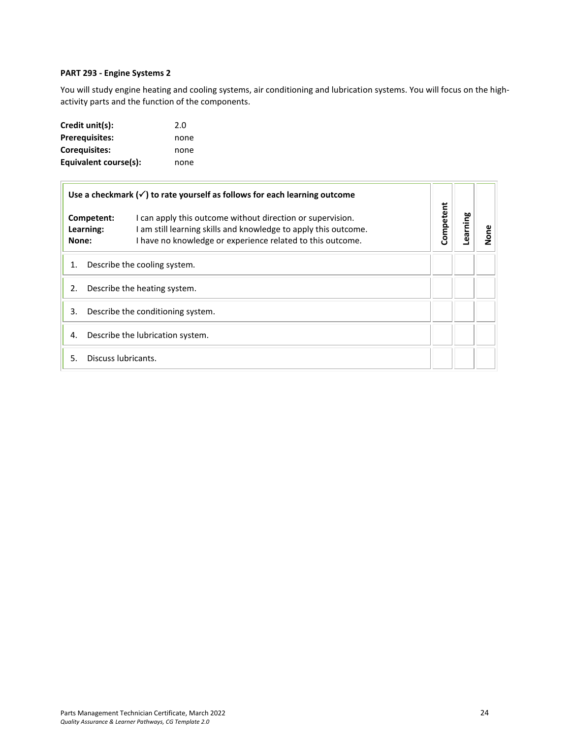**PART 293 - Engine Systems 2**

You will study engine heating and cooling systems, air conditioning and lubrication systems. You will focus on the high-activity parts and the function of the components.

**Credit unit(s):** 2.0
**Prerequisites:** none
**Corequisites:** none
**Equivalent course(s):** none

| **Use a checkmark (✓) to rate yourself as follows for each learning outcome**<br><br>**Competent:** I can apply this outcome without direction or supervision.<br>**Learning:** I am still learning skills and knowledge to apply this outcome.<br>**None:** I have no knowledge or experience related to this outcome. | Competent | Learning | None |
|---|---|---|---|
| 1. Describe the cooling system. | | | |
| 2. Describe the heating system. | | | |
| 3. Describe the conditioning system. | | | |
| 4. Describe the lubrication system. | | | |
| 5. Discuss lubricants. | | | |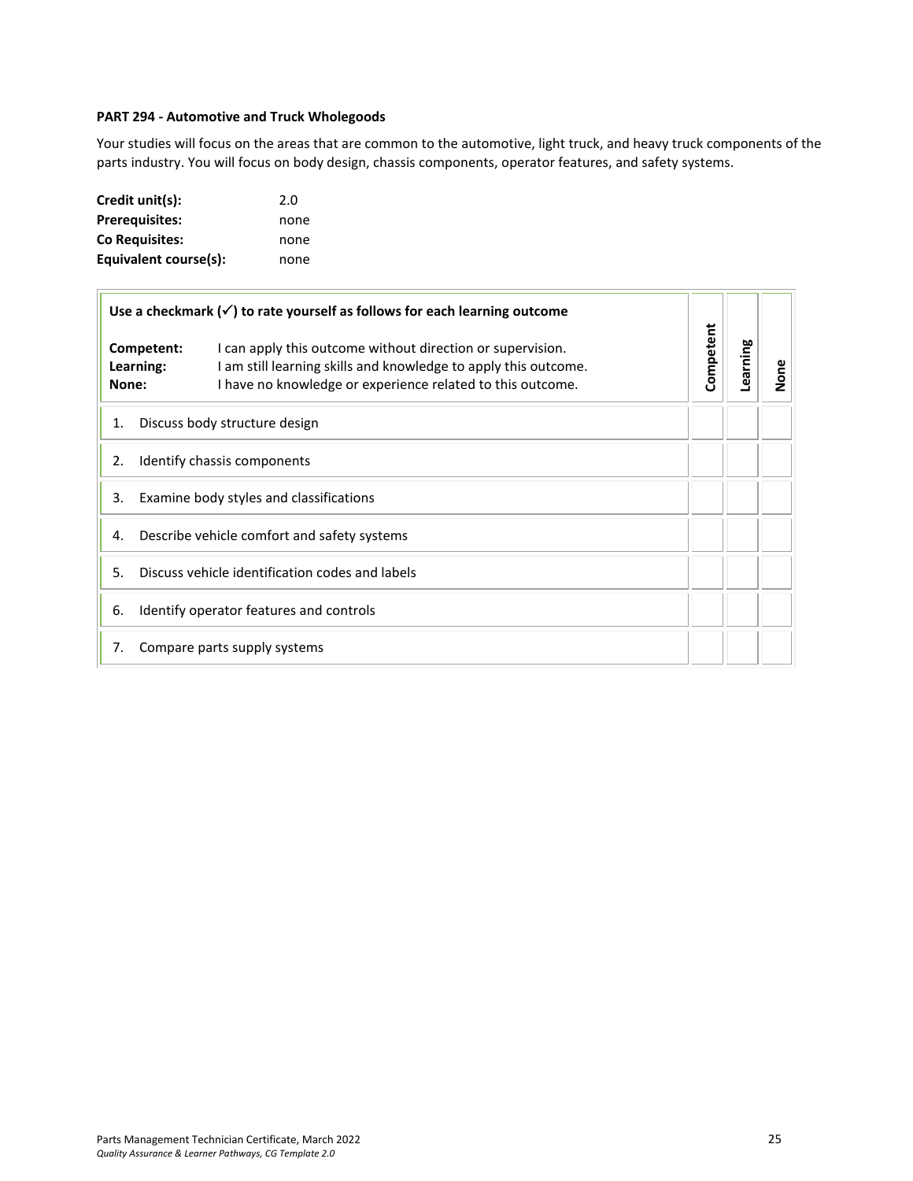**PART 294 - Automotive and Truck Wholegoods**

Your studies will focus on the areas that are common to the automotive, light truck, and heavy truck components of the parts industry. You will focus on body design, chassis components, operator features, and safety systems.

| | |
|---|---|
| **Credit unit(s):** | 2.0 |
| **Prerequisites:** | none |
| **Co Requisites:** | none |
| **Equivalent course(s):** | none |

| **Use a checkmark (✓) to rate yourself as follows for each learning outcome**<br><br>**Competent:** I can apply this outcome without direction or supervision.<br>**Learning:** I am still learning skills and knowledge to apply this outcome.<br>**None:** I have no knowledge or experience related to this outcome. | **Competent** | **Learning** | **None** |
|---|---|---|---|
| 1. Discuss body structure design | | | |
| 2. Identify chassis components | | | |
| 3. Examine body styles and classifications | | | |
| 4. Describe vehicle comfort and safety systems | | | |
| 5. Discuss vehicle identification codes and labels | | | |
| 6. Identify operator features and controls | | | |
| 7. Compare parts supply systems | | | |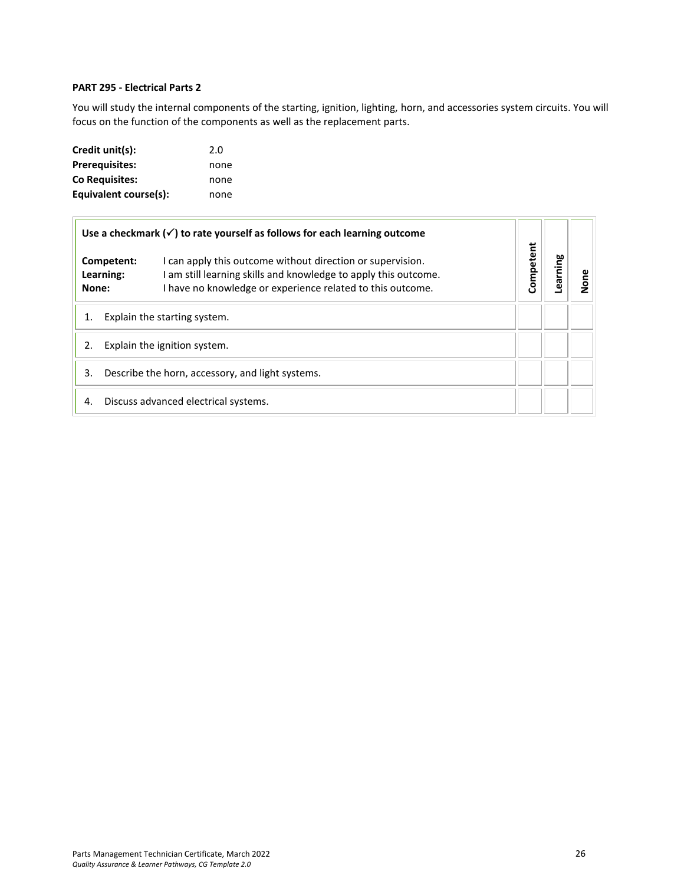**PART 295 - Electrical Parts 2**

You will study the internal components of the starting, ignition, lighting, horn, and accessories system circuits. You will focus on the function of the components as well as the replacement parts.

| | |
|---|---|
| **Credit unit(s):** | 2.0 |
| **Prerequisites:** | none |
| **Co Requisites:** | none |
| **Equivalent course(s):** | none |

| **Use a checkmark (✓) to rate yourself as follows for each learning outcome**<br>**Competent:** I can apply this outcome without direction or supervision.<br>**Learning:** I am still learning skills and knowledge to apply this outcome.<br>**None:** I have no knowledge or experience related to this outcome. | **Competent** | **Learning** | **None** |
|---|---|---|---|
| 1. Explain the starting system. | | | |
| 2. Explain the ignition system. | | | |
| 3. Describe the horn, accessory, and light systems. | | | |
| 4. Discuss advanced electrical systems. | | | |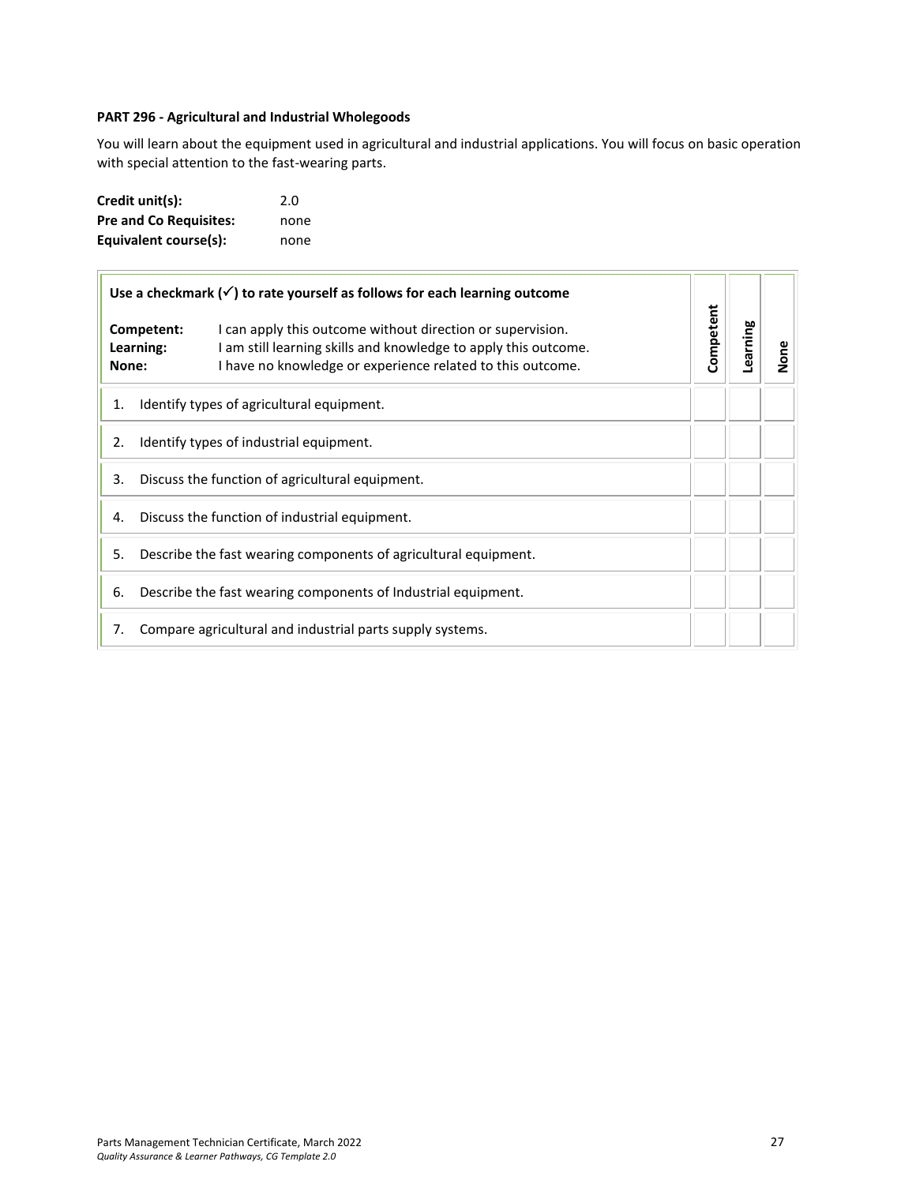**PART 296 - Agricultural and Industrial Wholegoods**

You will learn about the equipment used in agricultural and industrial applications. You will focus on basic operation with special attention to the fast-wearing parts.

**Credit unit(s):** 2.0
**Pre and Co Requisites:** none
**Equivalent course(s):** none

| Use a checkmark (✓) to rate yourself as follows for each learning outcome<br><br>**Competent:** I can apply this outcome without direction or supervision.<br>**Learning:** I am still learning skills and knowledge to apply this outcome.<br>**None:** I have no knowledge or experience related to this outcome. | Competent | Learning | None |
|---|---|---|---|
| 1. Identify types of agricultural equipment. | | | |
| 2. Identify types of industrial equipment. | | | |
| 3. Discuss the function of agricultural equipment. | | | |
| 4. Discuss the function of industrial equipment. | | | |
| 5. Describe the fast wearing components of agricultural equipment. | | | |
| 6. Describe the fast wearing components of Industrial equipment. | | | |
| 7. Compare agricultural and industrial parts supply systems. | | | |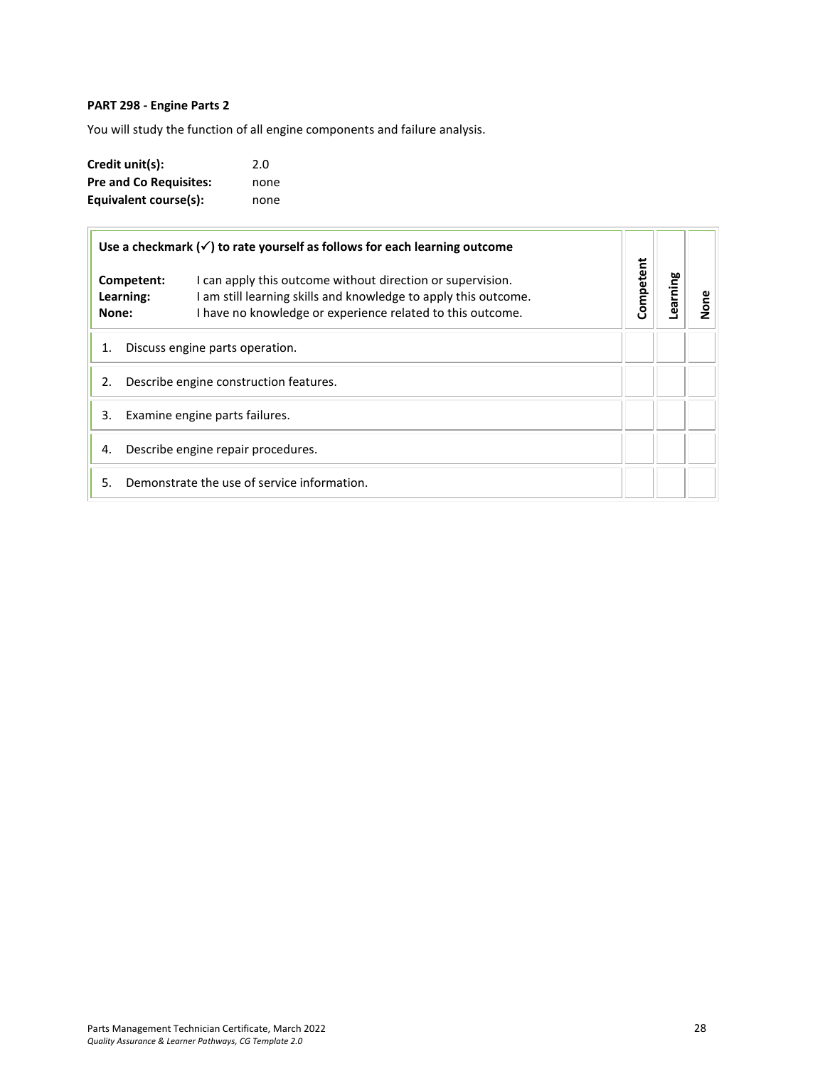**PART 298 - Engine Parts 2**

You will study the function of all engine components and failure analysis.

**Credit unit(s):** 2.0
**Pre and Co Requisites:** none
**Equivalent course(s):** none

| **Use a checkmark (✓) to rate yourself as follows for each learning outcome**<br><br>**Competent:** I can apply this outcome without direction or supervision.<br>**Learning:** I am still learning skills and knowledge to apply this outcome.<br>**None:** I have no knowledge or experience related to this outcome. | **Competent** | **Learning** | **None** |
|---|---|---|---|
| 1. Discuss engine parts operation. | | | |
| 2. Describe engine construction features. | | | |
| 3. Examine engine parts failures. | | | |
| 4. Describe engine repair procedures. | | | |
| 5. Demonstrate the use of service information. | | | |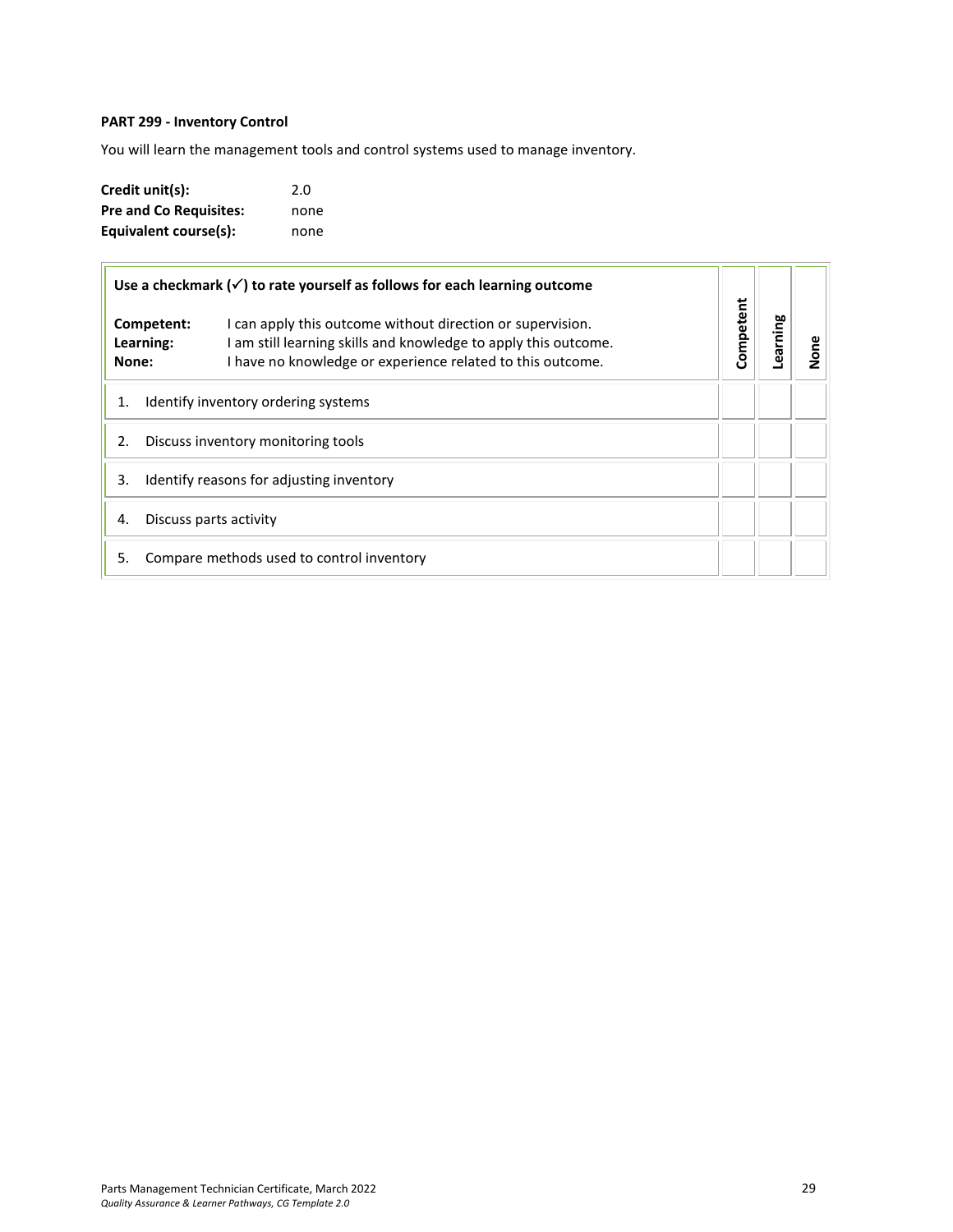**PART 299 - Inventory Control**

You will learn the management tools and control systems used to manage inventory.

**Credit unit(s):** 2.0
**Pre and Co Requisites:** none
**Equivalent course(s):** none

| **Use a checkmark (✓) to rate yourself as follows for each learning outcome**<br><br>**Competent:** I can apply this outcome without direction or supervision.<br>**Learning:** I am still learning skills and knowledge to apply this outcome.<br>**None:** I have no knowledge or experience related to this outcome. | **Competent** | **Learning** | **None** |
|---|---|---|---|
| 1. Identify inventory ordering systems | | | |
| 2. Discuss inventory monitoring tools | | | |
| 3. Identify reasons for adjusting inventory | | | |
| 4. Discuss parts activity | | | |
| 5. Compare methods used to control inventory | | | |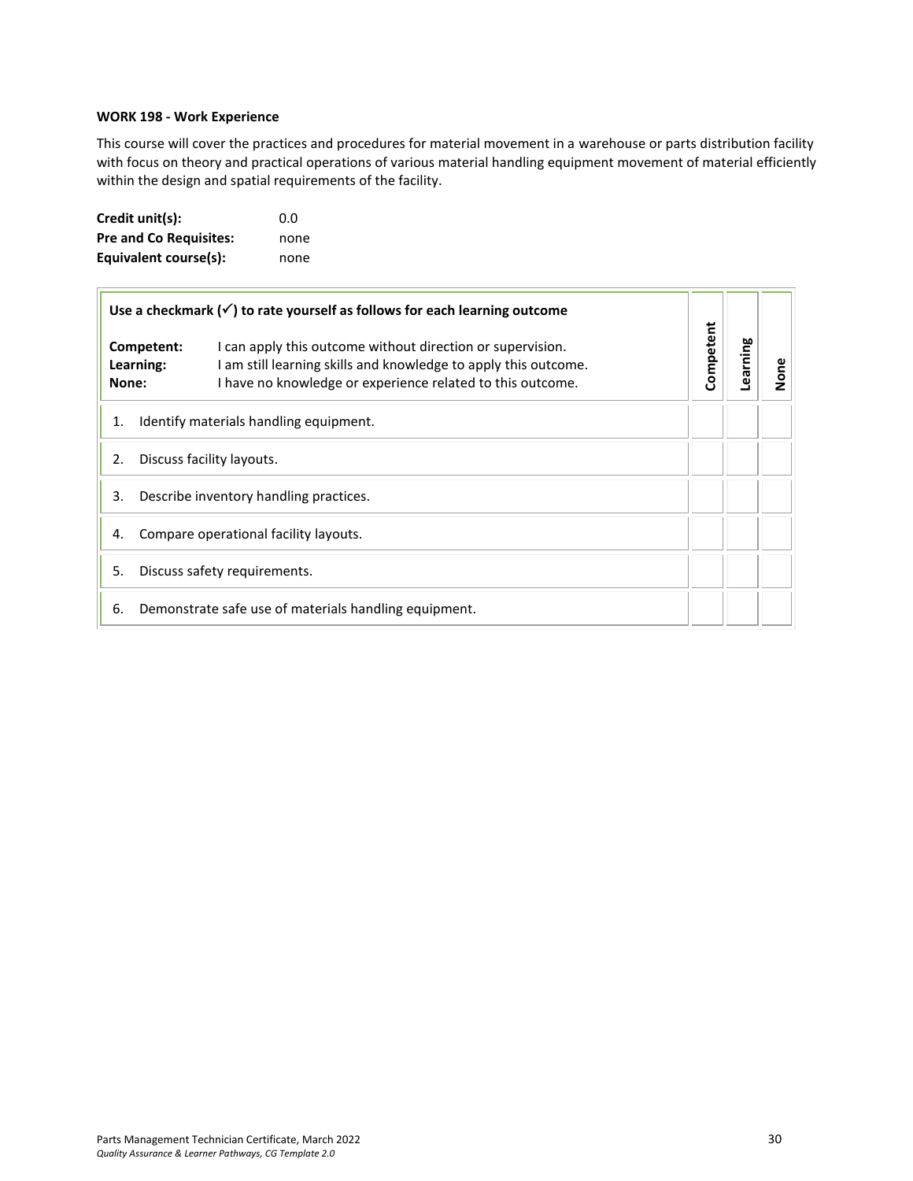**WORK 198 - Work Experience**

This course will cover the practices and procedures for material movement in a warehouse or parts distribution facility with focus on theory and practical operations of various material handling equipment movement of material efficiently within the design and spatial requirements of the facility.

**Credit unit(s):** 0.0
**Pre and Co Requisites:** none
**Equivalent course(s):** none

| Use a checkmark (✓) to rate yourself as follows for each learning outcome<br>**Competent:** I can apply this outcome without direction or supervision.<br>**Learning:** I am still learning skills and knowledge to apply this outcome.<br>**None:** I have no knowledge or experience related to this outcome. | Competent | Learning | None |
|---|---|---|---|
| 1. Identify materials handling equipment. | | | |
| 2. Discuss facility layouts. | | | |
| 3. Describe inventory handling practices. | | | |
| 4. Compare operational facility layouts. | | | |
| 5. Discuss safety requirements. | | | |
| 6. Demonstrate safe use of materials handling equipment. | | | |